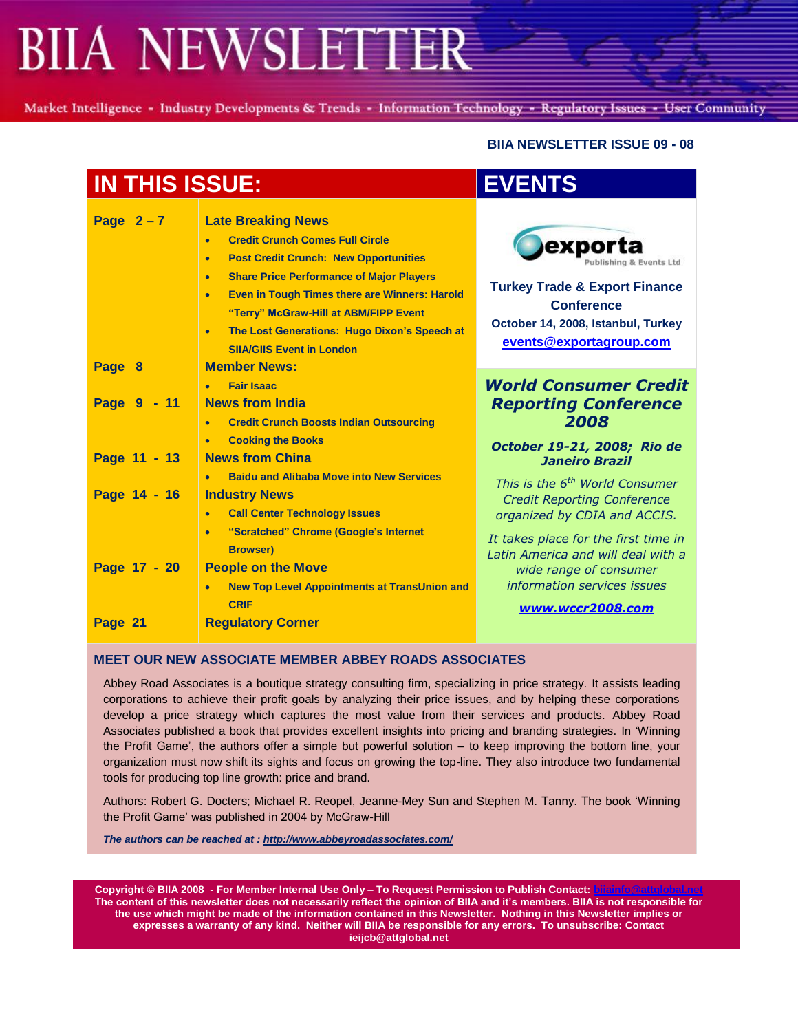# BIIA NEWSLETTER

Market Intelligence - Industry Developments & Trends - Information Technology - Regulatory Issues - User Community

**BIIA NEWSLETTER ISSUE 09 - 08**

## IN THIS ISSUE:

| Page | Contents |
|---|---|
| Page 2 – 7 | **Late Breaking News**<br>• Credit Crunch Comes Full Circle<br>• Post Credit Crunch: New Opportunities<br>• Share Price Performance of Major Players<br>• Even in Tough Times there are Winners: Harold "Terry" McGraw-Hill at ABM/FIPP Event<br>• The Lost Generations: Hugo Dixon's Speech at SIIA/GIIS Event in London |
| Page 8 | **Member News:**<br>• Fair Isaac |
| Page 9 - 11 | **News from India**<br>• Credit Crunch Boosts Indian Outsourcing<br>• Cooking the Books |
| Page 11 - 13 | **News from China**<br>• Baidu and Alibaba Move into New Services |
| Page 14 - 16 | **Industry News**<br>• Call Center Technology Issues<br>• "Scratched" Chrome (Google's Internet Browser) |
| Page 17 - 20 | **People on the Move**<br>• New Top Level Appointments at TransUnion and CRIF |
| Page 21 | **Regulatory Corner** |

## EVENTS

exporta Publishing & Events Ltd

**Turkey Trade & Export Finance Conference**

**October 14, 2008, Istanbul, Turkey**

**events@exportagroup.com**

***World Consumer Credit Reporting Conference 2008***

***October 19-21, 2008; Rio de Janeiro Brazil***

*This is the 6th World Consumer Credit Reporting Conference organized by CDIA and ACCIS.*

*It takes place for the first time in Latin America and will deal with a wide range of consumer information services issues*

***www.wccr2008.com***

### MEET OUR NEW ASSOCIATE MEMBER ABBEY ROADS ASSOCIATES

Abbey Road Associates is a boutique strategy consulting firm, specializing in price strategy. It assists leading corporations to achieve their profit goals by analyzing their price issues, and by helping these corporations develop a price strategy which captures the most value from their services and products. Abbey Road Associates published a book that provides excellent insights into pricing and branding strategies. In 'Winning the Profit Game', the authors offer a simple but powerful solution – to keep improving the bottom line, your organization must now shift its sights and focus on growing the top-line. They also introduce two fundamental tools for producing top line growth: price and brand.

Authors: Robert G. Docters; Michael R. Reopel, Jeanne-Mey Sun and Stephen M. Tanny. The book 'Winning the Profit Game' was published in 2004 by McGraw-Hill

***The authors can be reached at : http://www.abbeyroadassociates.com/***

**Copyright © BIIA 2008 - For Member Internal Use Only – To Request Permission to Publish Contact: biiainfo@attglobal.net The content of this newsletter does not necessarily reflect the opinion of BIIA and it's members. BIIA is not responsible for the use which might be made of the information contained in this Newsletter. Nothing in this Newsletter implies or expresses a warranty of any kind. Neither will BIIA be responsible for any errors. To unsubscribe: Contact ieijcb@attglobal.net**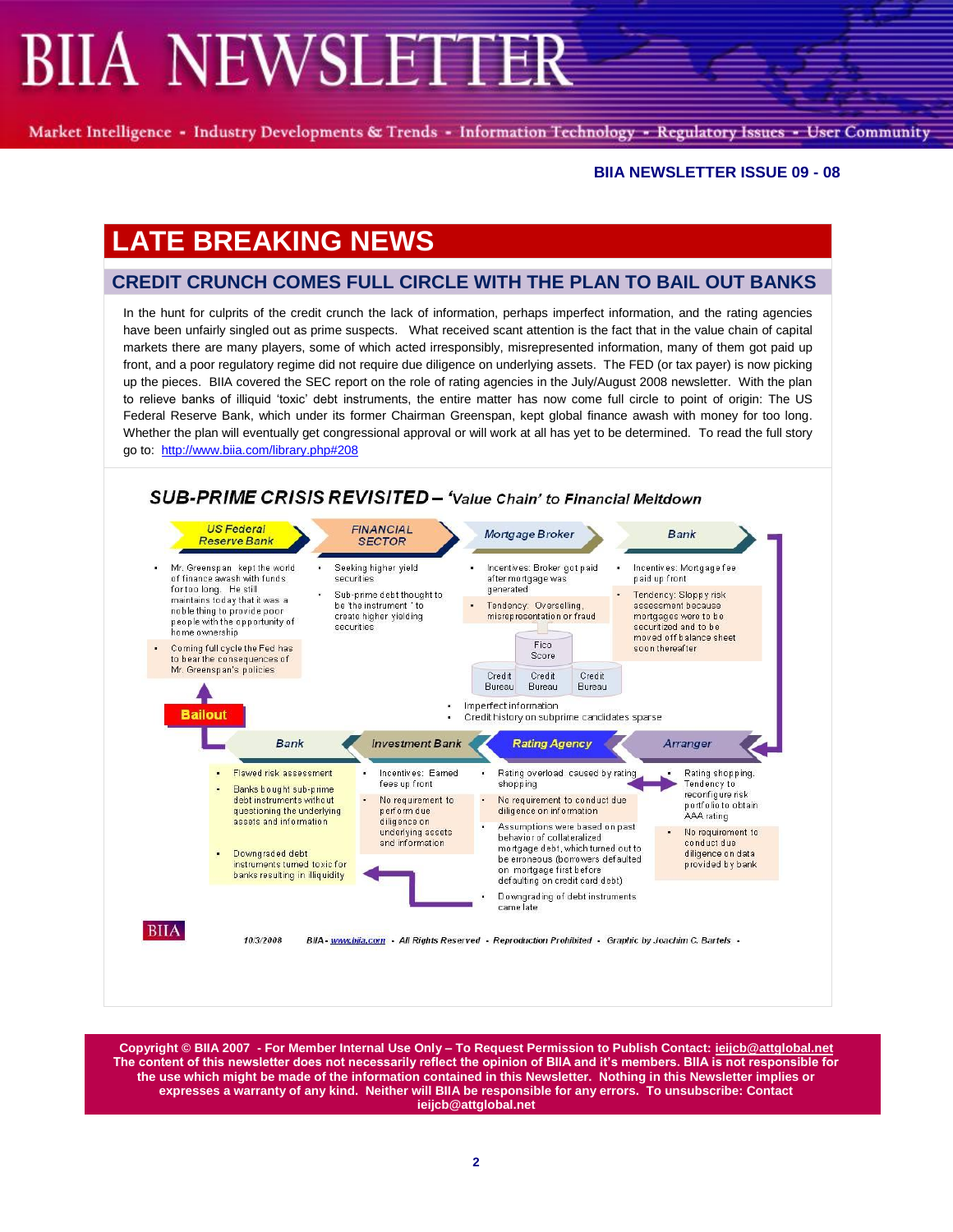**BIIA NEWSLETTER ISSUE 09 - 08**

# LATE BREAKING NEWS

## CREDIT CRUNCH COMES FULL CIRCLE WITH THE PLAN TO BAIL OUT BANKS

In the hunt for culprits of the credit crunch the lack of information, perhaps imperfect information, and the rating agencies have been unfairly singled out as prime suspects. What received scant attention is the fact that in the value chain of capital markets there are many players, some of which acted irresponsibly, misrepresented information, many of them got paid up front, and a poor regulatory regime did not require due diligence on underlying assets. The FED (or tax payer) is now picking up the pieces. BIIA covered the SEC report on the role of rating agencies in the July/August 2008 newsletter. With the plan to relieve banks of illiquid 'toxic' debt instruments, the entire matter has now come full circle to point of origin: The US Federal Reserve Bank, which under its former Chairman Greenspan, kept global finance awash with money for too long. Whether the plan will eventually get congressional approval or will work at all has yet to be determined. To read the full story go to: http://www.biia.com/library.php#208

### *SUB-PRIME CRISIS REVISITED – 'Value Chain' to Financial Meltdown*

**US Federal Reserve Bank**
- Mr. Greenspan kept the world of finance awash with funds for too long. He still maintains today that it was a noble thing to provide poor people with the opportunity of home ownership
- Coming full cycle the Fed has to bear the consequences of Mr. Greenspan's policies

**FINANCIAL SECTOR**
- Seeking higher yield securities
- Sub-prime debt thought to be 'the instrument' to create higher yielding securities

**Mortgage Broker**
- Incentives: Broker got paid after mortgage was generated
- Tendency: Overselling, misrepresentation or fraud

Fico Score — Credit Bureau, Credit Bureau, Credit Bureau

- Imperfect information
- Credit history on subprime candidates sparse

**Bank**
- Incentives: Mortgage fee paid up front
- Tendency: Sloppy risk assessment because mortgages were to be securitized and to be moved off balance sheet soon thereafter

**Arranger**
- Rating shopping. Tendency to reconfigure risk portfolio to obtain AAA rating
- No requirement to conduct due diligence on data provided by bank

**Rating Agency**
- Rating overload caused by rating shopping
- No requirement to conduct due diligence on information
- Assumptions were based on past behavior of collateralized mortgage debt, which turned out to be erroneous (borrowers defaulted on mortgage first before defaulting on credit card debt)
- Downgrading of debt instruments came late

**Investment Bank**
- Incentives: Earned fees up front
- No requirement to perform due diligence on underlying assets and information

**Bank**
- Flawed risk assessment
- Banks bought sub-prime debt instruments without questioning the underlying assets and information
- Downgraded debt instruments turned toxic for banks resulting in illiquidity

**Bailout**

BIIA — 10/3/2008 BIIA - www.biia.com - All Rights Reserved - Reproduction Prohibited - Graphic by Joachim C. Bartels -

**Copyright © BIIA 2007 - For Member Internal Use Only – To Request Permission to Publish Contact: ieijcb@attglobal.net The content of this newsletter does not necessarily reflect the opinion of BIIA and it's members. BIIA is not responsible for the use which might be made of the information contained in this Newsletter. Nothing in this Newsletter implies or expresses a warranty of any kind. Neither will BIIA be responsible for any errors. To unsubscribe: Contact ieijcb@attglobal.net**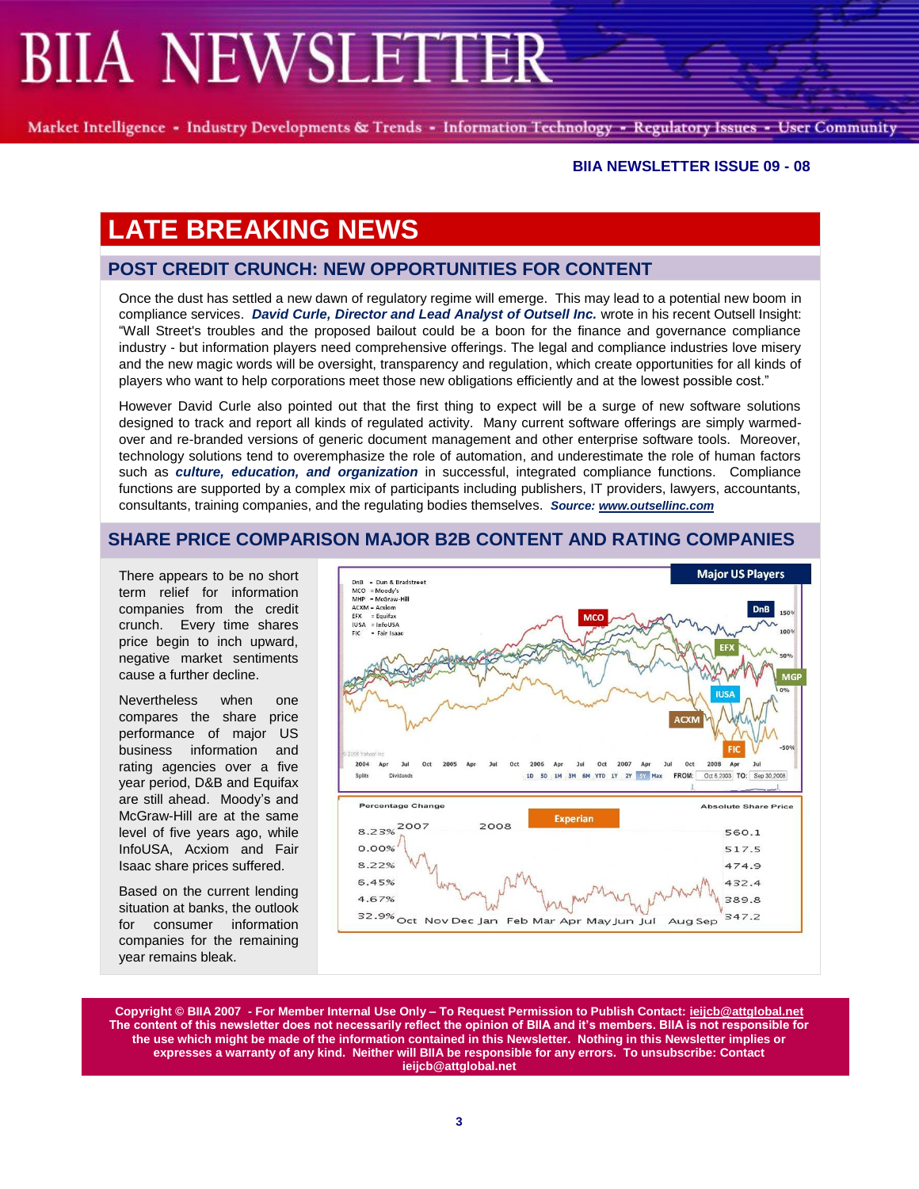**BIIA NEWSLETTER ISSUE 09 - 08**

# LATE BREAKING NEWS

## POST CREDIT CRUNCH: NEW OPPORTUNITIES FOR CONTENT

Once the dust has settled a new dawn of regulatory regime will emerge. This may lead to a potential new boom in compliance services. ***David Curle, Director and Lead Analyst of Outsell Inc.*** wrote in his recent Outsell Insight: "Wall Street's troubles and the proposed bailout could be a boon for the finance and governance compliance industry - but information players need comprehensive offerings. The legal and compliance industries love misery and the new magic words will be oversight, transparency and regulation, which create opportunities for all kinds of players who want to help corporations meet those new obligations efficiently and at the lowest possible cost."

However David Curle also pointed out that the first thing to expect will be a surge of new software solutions designed to track and report all kinds of regulated activity. Many current software offerings are simply warmed-over and re-branded versions of generic document management and other enterprise software tools. Moreover, technology solutions tend to overemphasize the role of automation, and underestimate the role of human factors such as ***culture, education, and organization*** in successful, integrated compliance functions. Compliance functions are supported by a complex mix of participants including publishers, IT providers, lawyers, accountants, consultants, training companies, and the regulating bodies themselves. ***Source: www.outsellinc.com***

## SHARE PRICE COMPARISON MAJOR B2B CONTENT AND RATING COMPANIES

There appears to be no short term relief for information companies from the credit crunch. Every time shares price begin to inch upward, negative market sentiments cause a further decline.

Nevertheless when one compares the share price performance of major US business information and rating agencies over a five year period, D&B and Equifax are still ahead. Moody's and McGraw-Hill are at the same level of five years ago, while InfoUSA, Acxiom and Fair Isaac share prices suffered.

Based on the current lending situation at banks, the outlook for consumer information companies for the remaining year remains bleak.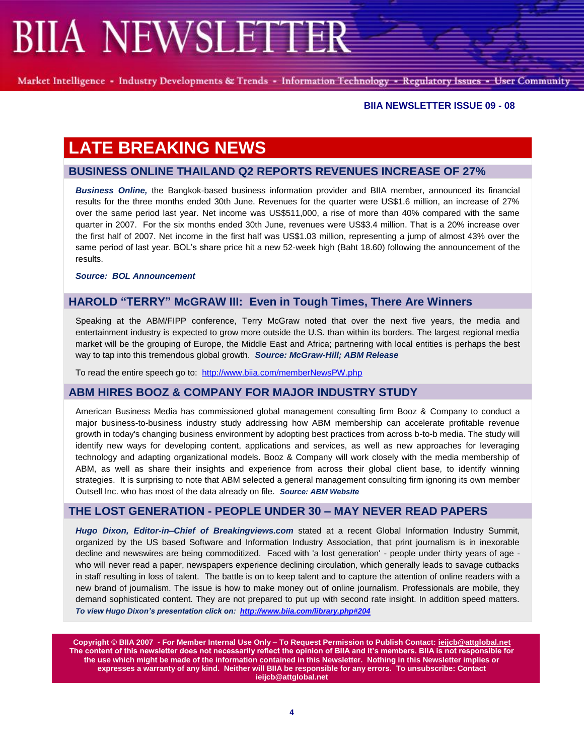**BIIA NEWSLETTER ISSUE 09 - 08**

# LATE BREAKING NEWS

## BUSINESS ONLINE THAILAND Q2 REPORTS REVENUES INCREASE OF 27%

***Business Online,*** the Bangkok-based business information provider and BIIA member, announced its financial results for the three months ended 30th June. Revenues for the quarter were US$1.6 million, an increase of 27% over the same period last year. Net income was US$511,000, a rise of more than 40% compared with the same quarter in 2007. For the six months ended 30th June, revenues were US$3.4 million. That is a 20% increase over the first half of 2007. Net income in the first half was US$1.03 million, representing a jump of almost 43% over the same period of last year. BOL's share price hit a new 52-week high (Baht 18.60) following the announcement of the results.

***Source: BOL Announcement***

## HAROLD "TERRY" McGRAW III: Even in Tough Times, There Are Winners

Speaking at the ABM/FIPP conference, Terry McGraw noted that over the next five years, the media and entertainment industry is expected to grow more outside the U.S. than within its borders. The largest regional media market will be the grouping of Europe, the Middle East and Africa; partnering with local entities is perhaps the best way to tap into this tremendous global growth. ***Source: McGraw-Hill; ABM Release***

To read the entire speech go to: http://www.biia.com/memberNewsPW.php

## ABM HIRES BOOZ & COMPANY FOR MAJOR INDUSTRY STUDY

American Business Media has commissioned global management consulting firm Booz & Company to conduct a major business-to-business industry study addressing how ABM membership can accelerate profitable revenue growth in today's changing business environment by adopting best practices from across b-to-b media. The study will identify new ways for developing content, applications and services, as well as new approaches for leveraging technology and adapting organizational models. Booz & Company will work closely with the media membership of ABM, as well as share their insights and experience from across their global client base, to identify winning strategies. It is surprising to note that ABM selected a general management consulting firm ignoring its own member Outsell Inc. who has most of the data already on file. ***Source: ABM Website***

## THE LOST GENERATION - PEOPLE UNDER 30 – MAY NEVER READ PAPERS

***Hugo Dixon, Editor-in–Chief of Breakingviews.com*** stated at a recent Global Information Industry Summit, organized by the US based Software and Information Industry Association, that print journalism is in inexorable decline and newswires are being commoditized. Faced with 'a lost generation' - people under thirty years of age - who will never read a paper, newspapers experience declining circulation, which generally leads to savage cutbacks in staff resulting in loss of talent. The battle is on to keep talent and to capture the attention of online readers with a new brand of journalism. The issue is how to make money out of online journalism. Professionals are mobile, they demand sophisticated content. They are not prepared to put up with second rate insight. In addition speed matters.
***To view Hugo Dixon's presentation click on: http://www.biia.com/library.php#204***

**Copyright © BIIA 2007 - For Member Internal Use Only – To Request Permission to Publish Contact: ieijcb@attglobal.net The content of this newsletter does not necessarily reflect the opinion of BIIA and it's members. BIIA is not responsible for the use which might be made of the information contained in this Newsletter. Nothing in this Newsletter implies or expresses a warranty of any kind. Neither will BIIA be responsible for any errors. To unsubscribe: Contact ieijcb@attglobal.net**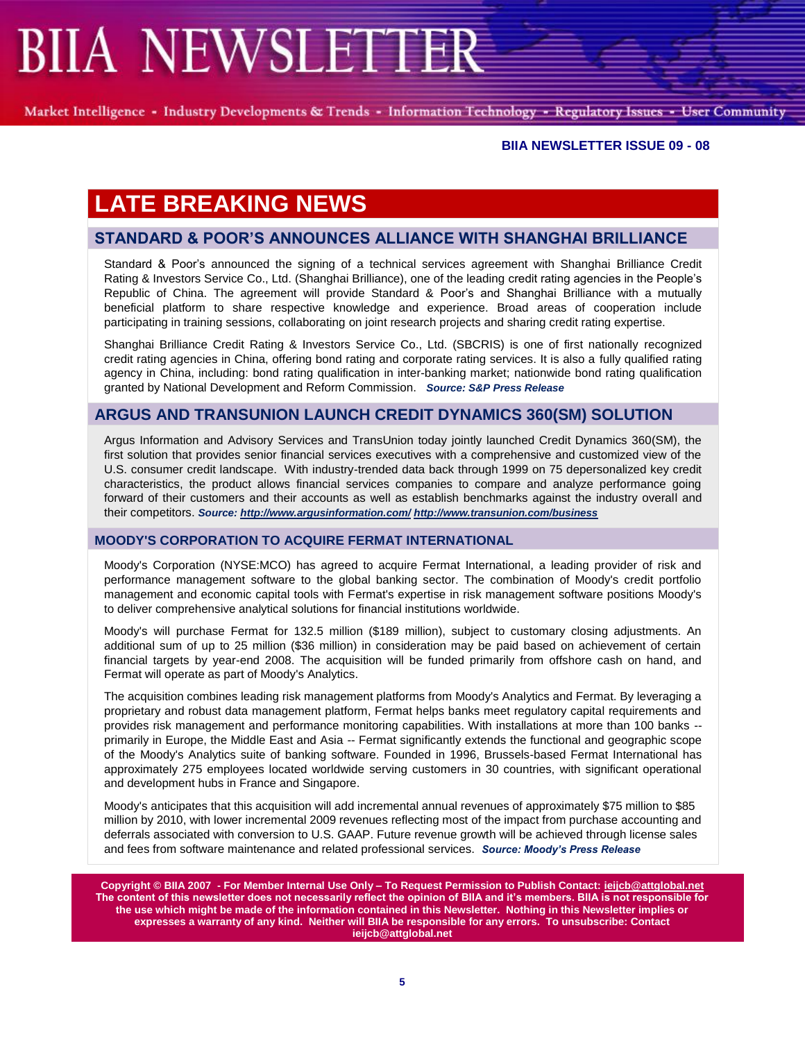**BIIA NEWSLETTER ISSUE 09 - 08**

# LATE BREAKING NEWS

## STANDARD & POOR'S ANNOUNCES ALLIANCE WITH SHANGHAI BRILLIANCE

Standard & Poor's announced the signing of a technical services agreement with Shanghai Brilliance Credit Rating & Investors Service Co., Ltd. (Shanghai Brilliance), one of the leading credit rating agencies in the People's Republic of China. The agreement will provide Standard & Poor's and Shanghai Brilliance with a mutually beneficial platform to share respective knowledge and experience. Broad areas of cooperation include participating in training sessions, collaborating on joint research projects and sharing credit rating expertise.

Shanghai Brilliance Credit Rating & Investors Service Co., Ltd. (SBCRIS) is one of first nationally recognized credit rating agencies in China, offering bond rating and corporate rating services. It is also a fully qualified rating agency in China, including: bond rating qualification in inter-banking market; nationwide bond rating qualification granted by National Development and Reform Commission. ***Source: S&P Press Release***

## ARGUS AND TRANSUNION LAUNCH CREDIT DYNAMICS 360(SM) SOLUTION

Argus Information and Advisory Services and TransUnion today jointly launched Credit Dynamics 360(SM), the first solution that provides senior financial services executives with a comprehensive and customized view of the U.S. consumer credit landscape. With industry-trended data back through 1999 on 75 depersonalized key credit characteristics, the product allows financial services companies to compare and analyze performance going forward of their customers and their accounts as well as establish benchmarks against the industry overall and their competitors. ***Source: http://www.argusinformation.com/ http://www.transunion.com/business***

## MOODY'S CORPORATION TO ACQUIRE FERMAT INTERNATIONAL

Moody's Corporation (NYSE:MCO) has agreed to acquire Fermat International, a leading provider of risk and performance management software to the global banking sector. The combination of Moody's credit portfolio management and economic capital tools with Fermat's expertise in risk management software positions Moody's to deliver comprehensive analytical solutions for financial institutions worldwide.

Moody's will purchase Fermat for 132.5 million ($189 million), subject to customary closing adjustments. An additional sum of up to 25 million ($36 million) in consideration may be paid based on achievement of certain financial targets by year-end 2008. The acquisition will be funded primarily from offshore cash on hand, and Fermat will operate as part of Moody's Analytics.

The acquisition combines leading risk management platforms from Moody's Analytics and Fermat. By leveraging a proprietary and robust data management platform, Fermat helps banks meet regulatory capital requirements and provides risk management and performance monitoring capabilities. With installations at more than 100 banks -- primarily in Europe, the Middle East and Asia -- Fermat significantly extends the functional and geographic scope of the Moody's Analytics suite of banking software. Founded in 1996, Brussels-based Fermat International has approximately 275 employees located worldwide serving customers in 30 countries, with significant operational and development hubs in France and Singapore.

Moody's anticipates that this acquisition will add incremental annual revenues of approximately $75 million to $85 million by 2010, with lower incremental 2009 revenues reflecting most of the impact from purchase accounting and deferrals associated with conversion to U.S. GAAP. Future revenue growth will be achieved through license sales and fees from software maintenance and related professional services. ***Source: Moody's Press Release***

**Copyright © BIIA 2007 - For Member Internal Use Only – To Request Permission to Publish Contact: ieijcb@attglobal.net The content of this newsletter does not necessarily reflect the opinion of BIIA and it's members. BIIA is not responsible for the use which might be made of the information contained in this Newsletter. Nothing in this Newsletter implies or expresses a warranty of any kind. Neither will BIIA be responsible for any errors. To unsubscribe: Contact ieijcb@attglobal.net**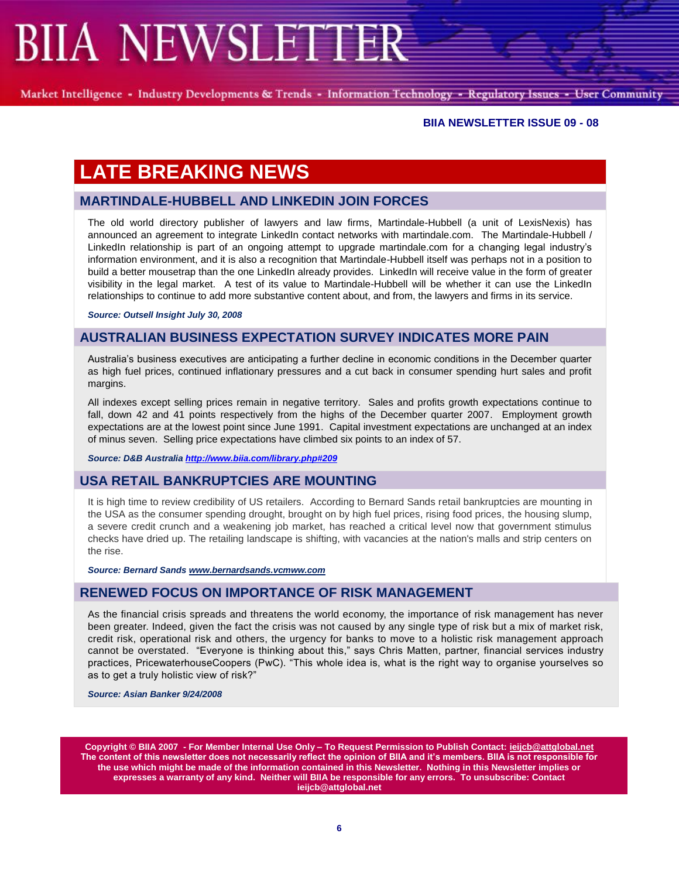# LATE BREAKING NEWS

## MARTINDALE-HUBBELL AND LINKEDIN JOIN FORCES

The old world directory publisher of lawyers and law firms, Martindale-Hubbell (a unit of LexisNexis) has announced an agreement to integrate LinkedIn contact networks with martindale.com. The Martindale-Hubbell / LinkedIn relationship is part of an ongoing attempt to upgrade martindale.com for a changing legal industry's information environment, and it is also a recognition that Martindale-Hubbell itself was perhaps not in a position to build a better mousetrap than the one LinkedIn already provides. LinkedIn will receive value in the form of greater visibility in the legal market. A test of its value to Martindale-Hubbell will be whether it can use the LinkedIn relationships to continue to add more substantive content about, and from, the lawyers and firms in its service.

***Source: Outsell Insight July 30, 2008***

## AUSTRALIAN BUSINESS EXPECTATION SURVEY INDICATES MORE PAIN

Australia's business executives are anticipating a further decline in economic conditions in the December quarter as high fuel prices, continued inflationary pressures and a cut back in consumer spending hurt sales and profit margins.

All indexes except selling prices remain in negative territory. Sales and profits growth expectations continue to fall, down 42 and 41 points respectively from the highs of the December quarter 2007. Employment growth expectations are at the lowest point since June 1991. Capital investment expectations are unchanged at an index of minus seven. Selling price expectations have climbed six points to an index of 57.

***Source: D&B Australia http://www.biia.com/library.php#209***

## USA RETAIL BANKRUPTCIES ARE MOUNTING

It is high time to review credibility of US retailers. According to Bernard Sands retail bankruptcies are mounting in the USA as the consumer spending drought, brought on by high fuel prices, rising food prices, the housing slump, a severe credit crunch and a weakening job market, has reached a critical level now that government stimulus checks have dried up. The retailing landscape is shifting, with vacancies at the nation's malls and strip centers on the rise.

***Source: Bernard Sands www.bernardsands.vcmww.com***

## RENEWED FOCUS ON IMPORTANCE OF RISK MANAGEMENT

As the financial crisis spreads and threatens the world economy, the importance of risk management has never been greater. Indeed, given the fact the crisis was not caused by any single type of risk but a mix of market risk, credit risk, operational risk and others, the urgency for banks to move to a holistic risk management approach cannot be overstated. "Everyone is thinking about this," says Chris Matten, partner, financial services industry practices, PricewaterhouseCoopers (PwC). "This whole idea is, what is the right way to organise yourselves so as to get a truly holistic view of risk?"

***Source: Asian Banker 9/24/2008***

**Copyright © BIIA 2007 - For Member Internal Use Only – To Request Permission to Publish Contact: ieijcb@attglobal.net The content of this newsletter does not necessarily reflect the opinion of BIIA and it's members. BIIA is not responsible for the use which might be made of the information contained in this Newsletter. Nothing in this Newsletter implies or expresses a warranty of any kind. Neither will BIIA be responsible for any errors. To unsubscribe: Contact ieijcb@attglobal.net**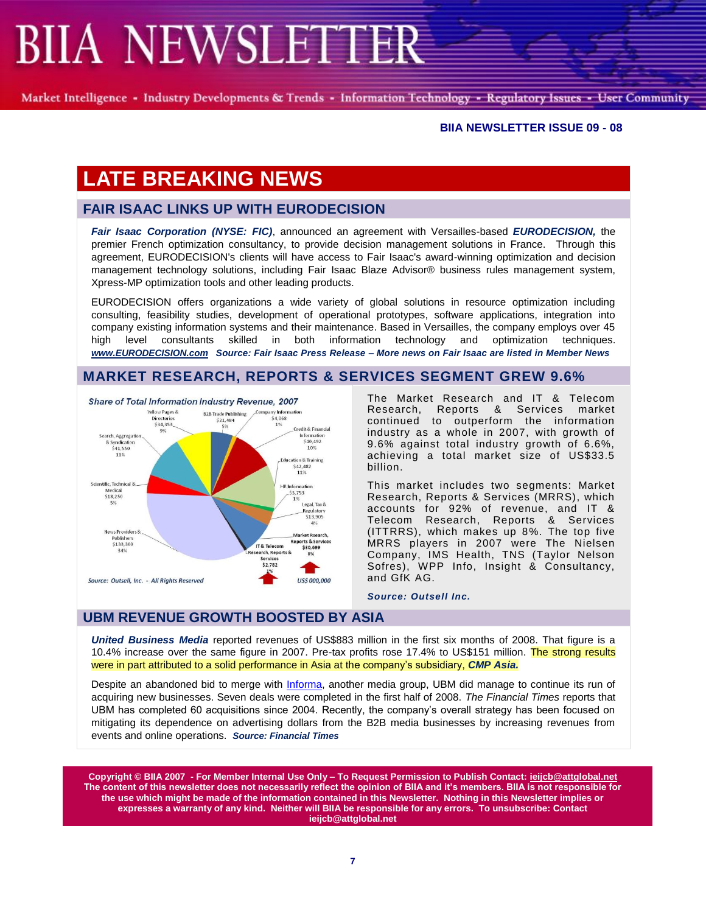# BIIA NEWSLETTER

Market Intelligence - Industry Developments & Trends - Information Technology - Regulatory Issues - User Community

**BIIA NEWSLETTER ISSUE 09 - 08**

## LATE BREAKING NEWS

### FAIR ISAAC LINKS UP WITH EURODECISION

***Fair Isaac Corporation (NYSE: FIC)***, announced an agreement with Versailles-based ***EURODECISION,*** the premier French optimization consultancy, to provide decision management solutions in France. Through this agreement, EURODECISION's clients will have access to Fair Isaac's award-winning optimization and decision management technology solutions, including Fair Isaac Blaze Advisor® business rules management system, Xpress-MP optimization tools and other leading products.

EURODECISION offers organizations a wide variety of global solutions in resource optimization including consulting, feasibility studies, development of operational prototypes, software applications, integration into company existing information systems and their maintenance. Based in Versailles, the company employs over 45 high level consultants skilled in both information technology and optimization techniques. ***www.EURODECISION.com*** ***Source: Fair Isaac Press Release – More news on Fair Isaac are listed in Member News***

### MARKET RESEARCH, REPORTS & SERVICES SEGMENT GREW 9.6%

*Share of Total Information Industry Revenue, 2007*

| Segment | Revenue (US$ 000,000) | Share |
|---|---|---|
| Yellow Pages & Directories | $34,353 | 9% |
| B2B Trade Publishing | $21,484 | 5% |
| Company Information | $4,068 | 1% |
| Credit & Financial Information | $40,492 | 10% |
| Education & Training | $42,482 | 11% |
| HR Information | $3,753 | 1% |
| Legal, Tax & Regulatory | $13,905 | 4% |
| Market Research, Reports & Services | $30,699 | 8% |
| IT & Telecom Research, Reports & Services | $2,782 | 1% |
| News Providers & Publishers | $133,300 | 34% |
| Scientific, Technical & Medical | $18,250 | 5% |
| Search, Aggregation & Syndication | $41,550 | 11% |

*Source: Outsell, Inc. - All Rights Reserved*

The Market Research and IT & Telecom Research, Reports & Services market continued to outperform the information industry as a whole in 2007, with growth of 9.6% against total industry growth of 6.6%, achieving a total market size of US$33.5 billion.

This market includes two segments: Market Research, Reports & Services (MRRS), which accounts for 92% of revenue, and IT & Telecom Research, Reports & Services (ITTRRS), which makes up 8%. The top five MRRS players in 2007 were The Nielsen Company, IMS Health, TNS (Taylor Nelson Sofres), WPP Info, Insight & Consultancy, and GfK AG.

***Source: Outsell Inc.***

### UBM REVENUE GROWTH BOOSTED BY ASIA

***United Business Media*** reported revenues of US$883 million in the first six months of 2008. That figure is a 10.4% increase over the same figure in 2007. Pre-tax profits rose 17.4% to US$151 million. The strong results were in part attributed to a solid performance in Asia at the company's subsidiary, ***CMP Asia.***

Despite an abandoned bid to merge with Informa, another media group, UBM did manage to continue its run of acquiring new businesses. Seven deals were completed in the first half of 2008. *The Financial Times* reports that UBM has completed 60 acquisitions since 2004. Recently, the company's overall strategy has been focused on mitigating its dependence on advertising dollars from the B2B media businesses by increasing revenues from events and online operations. ***Source: Financial Times***

**Copyright © BIIA 2007 - For Member Internal Use Only – To Request Permission to Publish Contact: ieijcb@attglobal.net The content of this newsletter does not necessarily reflect the opinion of BIIA and it's members. BIIA is not responsible for the use which might be made of the information contained in this Newsletter. Nothing in this Newsletter implies or expresses a warranty of any kind. Neither will BIIA be responsible for any errors. To unsubscribe: Contact ieijcb@attglobal.net**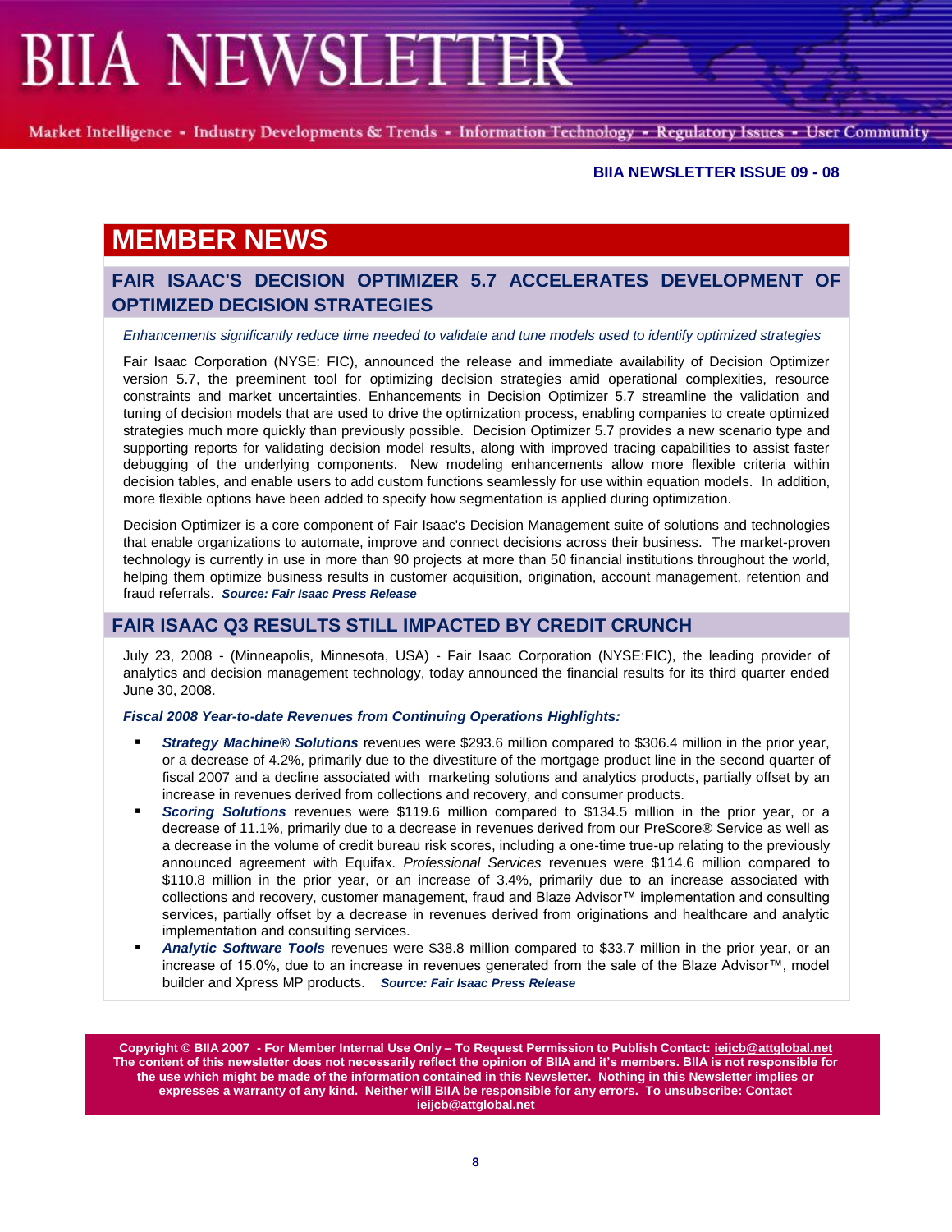# MEMBER NEWS

## FAIR ISAAC'S DECISION OPTIMIZER 5.7 ACCELERATES DEVELOPMENT OF OPTIMIZED DECISION STRATEGIES

*Enhancements significantly reduce time needed to validate and tune models used to identify optimized strategies*

Fair Isaac Corporation (NYSE: FIC), announced the release and immediate availability of Decision Optimizer version 5.7, the preeminent tool for optimizing decision strategies amid operational complexities, resource constraints and market uncertainties. Enhancements in Decision Optimizer 5.7 streamline the validation and tuning of decision models that are used to drive the optimization process, enabling companies to create optimized strategies much more quickly than previously possible. Decision Optimizer 5.7 provides a new scenario type and supporting reports for validating decision model results, along with improved tracing capabilities to assist faster debugging of the underlying components. New modeling enhancements allow more flexible criteria within decision tables, and enable users to add custom functions seamlessly for use within equation models. In addition, more flexible options have been added to specify how segmentation is applied during optimization.

Decision Optimizer is a core component of Fair Isaac's Decision Management suite of solutions and technologies that enable organizations to automate, improve and connect decisions across their business. The market-proven technology is currently in use in more than 90 projects at more than 50 financial institutions throughout the world, helping them optimize business results in customer acquisition, origination, account management, retention and fraud referrals. ***Source: Fair Isaac Press Release***

## FAIR ISAAC Q3 RESULTS STILL IMPACTED BY CREDIT CRUNCH

July 23, 2008 - (Minneapolis, Minnesota, USA) - Fair Isaac Corporation (NYSE:FIC), the leading provider of analytics and decision management technology, today announced the financial results for its third quarter ended June 30, 2008.

***Fiscal 2008 Year-to-date Revenues from Continuing Operations Highlights:***

- ***Strategy Machine® Solutions*** revenues were $293.6 million compared to $306.4 million in the prior year, or a decrease of 4.2%, primarily due to the divestiture of the mortgage product line in the second quarter of fiscal 2007 and a decline associated with marketing solutions and analytics products, partially offset by an increase in revenues derived from collections and recovery, and consumer products.
- ***Scoring Solutions*** revenues were $119.6 million compared to $134.5 million in the prior year, or a decrease of 11.1%, primarily due to a decrease in revenues derived from our PreScore® Service as well as a decrease in the volume of credit bureau risk scores, including a one-time true-up relating to the previously announced agreement with Equifax. *Professional Services* revenues were $114.6 million compared to $110.8 million in the prior year, or an increase of 3.4%, primarily due to an increase associated with collections and recovery, customer management, fraud and Blaze Advisor™ implementation and consulting services, partially offset by a decrease in revenues derived from originations and healthcare and analytic implementation and consulting services.
- ***Analytic Software Tools*** revenues were $38.8 million compared to $33.7 million in the prior year, or an increase of 15.0%, due to an increase in revenues generated from the sale of the Blaze Advisor™, model builder and Xpress MP products. ***Source: Fair Isaac Press Release***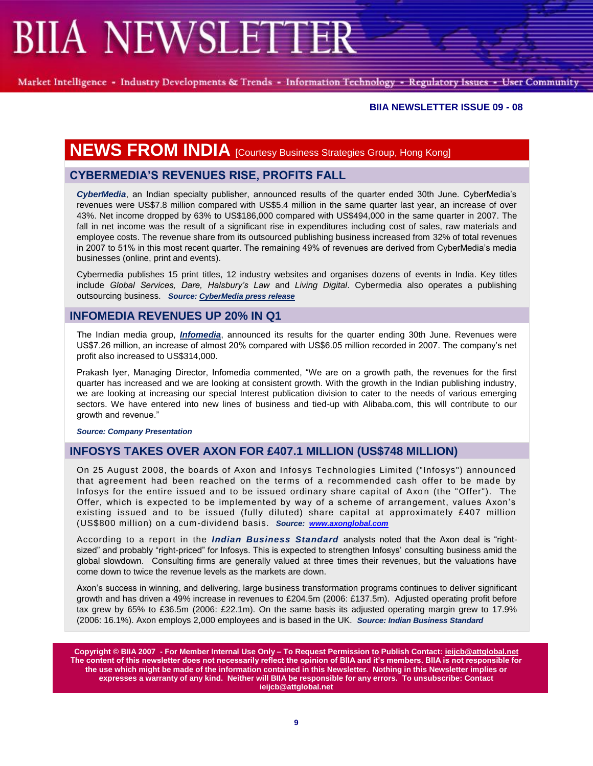# NEWS FROM INDIA [Courtesy Business Strategies Group, Hong Kong]

## CYBERMEDIA'S REVENUES RISE, PROFITS FALL

***CyberMedia***, an Indian specialty publisher, announced results of the quarter ended 30th June. CyberMedia's revenues were US$7.8 million compared with US$5.4 million in the same quarter last year, an increase of over 43%. Net income dropped by 63% to US$186,000 compared with US$494,000 in the same quarter in 2007. The fall in net income was the result of a significant rise in expenditures including cost of sales, raw materials and employee costs. The revenue share from its outsourced publishing business increased from 32% of total revenues in 2007 to 51% in this most recent quarter. The remaining 49% of revenues are derived from CyberMedia's media businesses (online, print and events).

Cybermedia publishes 15 print titles, 12 industry websites and organises dozens of events in India. Key titles include *Global Services, Dare, Halsbury's Law* and *Living Digital*. Cybermedia also operates a publishing outsourcing business. ***Source: CyberMedia press release***

## INFOMEDIA REVENUES UP 20% IN Q1

The Indian media group, ***Infomedia***, announced its results for the quarter ending 30th June. Revenues were US$7.26 million, an increase of almost 20% compared with US$6.05 million recorded in 2007. The company's net profit also increased to US$314,000.

Prakash Iyer, Managing Director, Infomedia commented, "We are on a growth path, the revenues for the first quarter has increased and we are looking at consistent growth. With the growth in the Indian publishing industry, we are looking at increasing our special Interest publication division to cater to the needs of various emerging sectors. We have entered into new lines of business and tied-up with Alibaba.com, this will contribute to our growth and revenue."

***Source: Company Presentation***

## INFOSYS TAKES OVER AXON FOR £407.1 MILLION (US$748 MILLION)

On 25 August 2008, the boards of Axon and Infosys Technologies Limited ("Infosys") announced that agreement had been reached on the terms of a recommended cash offer to be made by Infosys for the entire issued and to be issued ordinary share capital of Axon (the "Offer"). The Offer, which is expected to be implemented by way of a scheme of arrangement, values Axon's existing issued and to be issued (fully diluted) share capital at approximately £407 million (US$800 million) on a cum-dividend basis. ***Source: www.axonglobal.com***

According to a report in the ***Indian Business Standard*** analysts noted that the Axon deal is "right-sized" and probably "right-priced" for Infosys. This is expected to strengthen Infosys' consulting business amid the global slowdown. Consulting firms are generally valued at three times their revenues, but the valuations have come down to twice the revenue levels as the markets are down.

Axon's success in winning, and delivering, large business transformation programs continues to deliver significant growth and has driven a 49% increase in revenues to £204.5m (2006: £137.5m). Adjusted operating profit before tax grew by 65% to £36.5m (2006: £22.1m). On the same basis its adjusted operating margin grew to 17.9% (2006: 16.1%). Axon employs 2,000 employees and is based in the UK. ***Source: Indian Business Standard***

**Copyright © BIIA 2007 - For Member Internal Use Only – To Request Permission to Publish Contact: ieijcb@attglobal.net The content of this newsletter does not necessarily reflect the opinion of BIIA and it's members. BIIA is not responsible for the use which might be made of the information contained in this Newsletter. Nothing in this Newsletter implies or expresses a warranty of any kind. Neither will BIIA be responsible for any errors. To unsubscribe: Contact ieijcb@attglobal.net**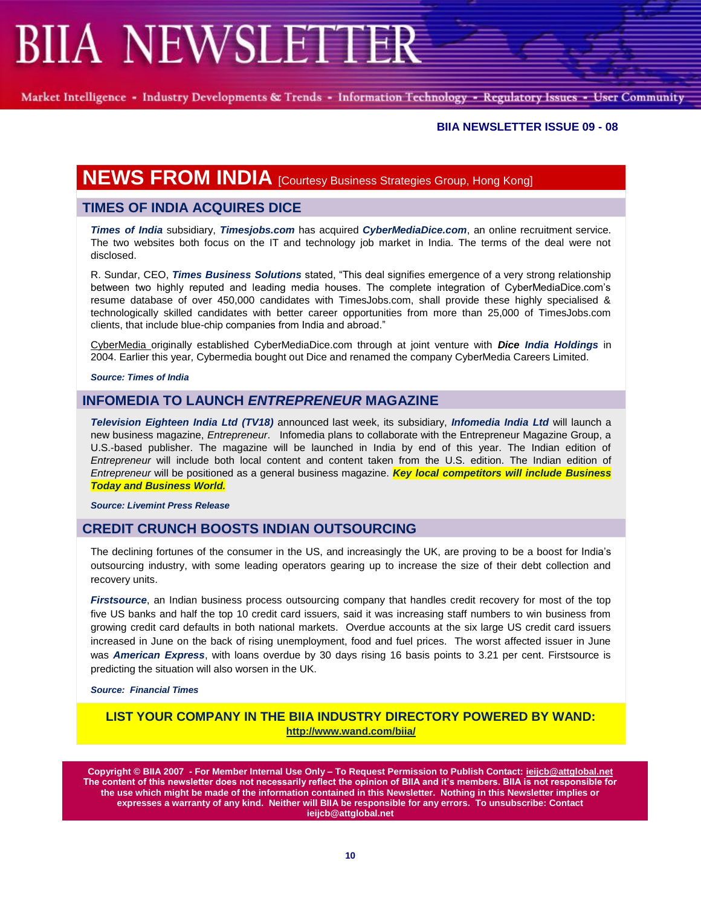# NEWS FROM INDIA [Courtesy Business Strategies Group, Hong Kong]

## TIMES OF INDIA ACQUIRES DICE

***Times of India*** subsidiary, ***Timesjobs.com*** has acquired ***CyberMediaDice.com***, an online recruitment service. The two websites both focus on the IT and technology job market in India. The terms of the deal were not disclosed.

R. Sundar, CEO, ***Times Business Solutions*** stated, "This deal signifies emergence of a very strong relationship between two highly reputed and leading media houses. The complete integration of CyberMediaDice.com's resume database of over 450,000 candidates with TimesJobs.com, shall provide these highly specialised & technologically skilled candidates with better career opportunities from more than 25,000 of TimesJobs.com clients, that include blue-chip companies from India and abroad."

CyberMedia originally established CyberMediaDice.com through at joint venture with ***Dice India Holdings*** in 2004. Earlier this year, Cybermedia bought out Dice and renamed the company CyberMedia Careers Limited.

***Source: Times of India***

## INFOMEDIA TO LAUNCH *ENTREPRENEUR* MAGAZINE

***Television Eighteen India Ltd (TV18)*** announced last week, its subsidiary, ***Infomedia India Ltd*** will launch a new business magazine, *Entrepreneur*. Infomedia plans to collaborate with the Entrepreneur Magazine Group, a U.S.-based publisher. The magazine will be launched in India by end of this year. The Indian edition of *Entrepreneur* will include both local content and content taken from the U.S. edition. The Indian edition of *Entrepreneur* will be positioned as a general business magazine. ***Key local competitors will include Business Today and Business World.***

***Source: Livemint Press Release***

## CREDIT CRUNCH BOOSTS INDIAN OUTSOURCING

The declining fortunes of the consumer in the US, and increasingly the UK, are proving to be a boost for India's outsourcing industry, with some leading operators gearing up to increase the size of their debt collection and recovery units.

***Firstsource***, an Indian business process outsourcing company that handles credit recovery for most of the top five US banks and half the top 10 credit card issuers, said it was increasing staff numbers to win business from growing credit card defaults in both national markets. Overdue accounts at the six large US credit card issuers increased in June on the back of rising unemployment, food and fuel prices. The worst affected issuer in June was ***American Express***, with loans overdue by 30 days rising 16 basis points to 3.21 per cent. Firstsource is predicting the situation will also worsen in the UK.

***Source: Financial Times***

**LIST YOUR COMPANY IN THE BIIA INDUSTRY DIRECTORY POWERED BY WAND:**
**http://www.wand.com/biia/**

**Copyright © BIIA 2007 - For Member Internal Use Only – To Request Permission to Publish Contact: ieijcb@attglobal.net**
**The content of this newsletter does not necessarily reflect the opinion of BIIA and it's members. BIIA is not responsible for the use which might be made of the information contained in this Newsletter. Nothing in this Newsletter implies or expresses a warranty of any kind. Neither will BIIA be responsible for any errors. To unsubscribe: Contact ieijcb@attglobal.net**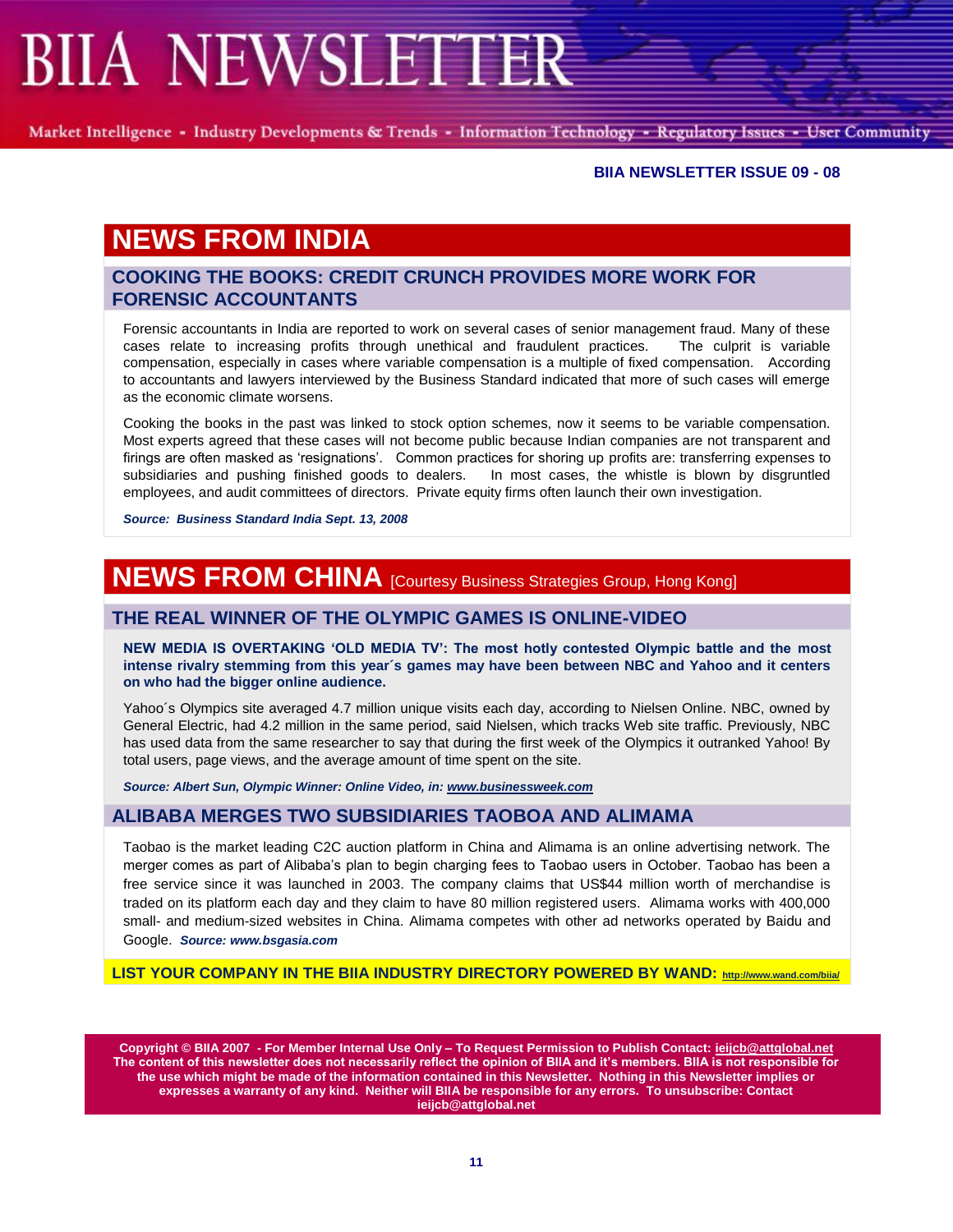# BIIA NEWSLETTER

Market Intelligence - Industry Developments & Trends - Information Technology - Regulatory Issues - User Community

**BIIA NEWSLETTER ISSUE 09 - 08**

## NEWS FROM INDIA

### COOKING THE BOOKS: CREDIT CRUNCH PROVIDES MORE WORK FOR FORENSIC ACCOUNTANTS

Forensic accountants in India are reported to work on several cases of senior management fraud. Many of these cases relate to increasing profits through unethical and fraudulent practices. The culprit is variable compensation, especially in cases where variable compensation is a multiple of fixed compensation. According to accountants and lawyers interviewed by the Business Standard indicated that more of such cases will emerge as the economic climate worsens.

Cooking the books in the past was linked to stock option schemes, now it seems to be variable compensation. Most experts agreed that these cases will not become public because Indian companies are not transparent and firings are often masked as 'resignations'. Common practices for shoring up profits are: transferring expenses to subsidiaries and pushing finished goods to dealers. In most cases, the whistle is blown by disgruntled employees, and audit committees of directors. Private equity firms often launch their own investigation.

***Source: Business Standard India Sept. 13, 2008***

## NEWS FROM CHINA [Courtesy Business Strategies Group, Hong Kong]

### THE REAL WINNER OF THE OLYMPIC GAMES IS ONLINE-VIDEO

**NEW MEDIA IS OVERTAKING 'OLD MEDIA TV': The most hotly contested Olympic battle and the most intense rivalry stemming from this year´s games may have been between NBC and Yahoo and it centers on who had the bigger online audience.**

Yahoo´s Olympics site averaged 4.7 million unique visits each day, according to Nielsen Online. NBC, owned by General Electric, had 4.2 million in the same period, said Nielsen, which tracks Web site traffic. Previously, NBC has used data from the same researcher to say that during the first week of the Olympics it outranked Yahoo! By total users, page views, and the average amount of time spent on the site.

***Source: Albert Sun, Olympic Winner: Online Video, in: www.businessweek.com***

### ALIBABA MERGES TWO SUBSIDIARIES TAOBOA AND ALIMAMA

Taobao is the market leading C2C auction platform in China and Alimama is an online advertising network. The merger comes as part of Alibaba's plan to begin charging fees to Taobao users in October. Taobao has been a free service since it was launched in 2003. The company claims that US$44 million worth of merchandise is traded on its platform each day and they claim to have 80 million registered users. Alimama works with 400,000 small- and medium-sized websites in China. Alimama competes with other ad networks operated by Baidu and Google. ***Source: www.bsgasia.com***

**LIST YOUR COMPANY IN THE BIIA INDUSTRY DIRECTORY POWERED BY WAND: http://www.wand.com/biia/**

**Copyright © BIIA 2007 - For Member Internal Use Only – To Request Permission to Publish Contact: ieijcb@attglobal.net The content of this newsletter does not necessarily reflect the opinion of BIIA and it's members. BIIA is not responsible for the use which might be made of the information contained in this Newsletter. Nothing in this Newsletter implies or expresses a warranty of any kind. Neither will BIIA be responsible for any errors. To unsubscribe: Contact ieijcb@attglobal.net**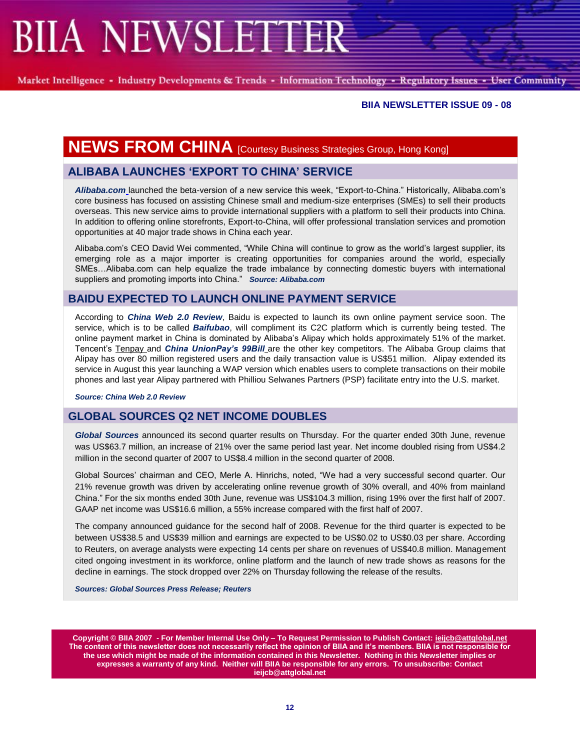**BIIA NEWSLETTER ISSUE 09 - 08**

# NEWS FROM CHINA [Courtesy Business Strategies Group, Hong Kong]

## ALIBABA LAUNCHES 'EXPORT TO CHINA' SERVICE

***Alibaba.com*** launched the beta-version of a new service this week, "Export-to-China." Historically, Alibaba.com's core business has focused on assisting Chinese small and medium-size enterprises (SMEs) to sell their products overseas. This new service aims to provide international suppliers with a platform to sell their products into China. In addition to offering online storefronts, Export-to-China, will offer professional translation services and promotion opportunities at 40 major trade shows in China each year.

Alibaba.com's CEO David Wei commented, "While China will continue to grow as the world's largest supplier, its emerging role as a major importer is creating opportunities for companies around the world, especially SMEs…Alibaba.com can help equalize the trade imbalance by connecting domestic buyers with international suppliers and promoting imports into China." ***Source: Alibaba.com***

## BAIDU EXPECTED TO LAUNCH ONLINE PAYMENT SERVICE

According to ***China Web 2.0 Review***, Baidu is expected to launch its own online payment service soon. The service, which is to be called ***Baifubao***, will compliment its C2C platform which is currently being tested. The online payment market in China is dominated by Alibaba's Alipay which holds approximately 51% of the market. Tencent's Tenpay and ***China UnionPay's 99Bill*** are the other key competitors. The Alibaba Group claims that Alipay has over 80 million registered users and the daily transaction value is US$51 million. Alipay extended its service in August this year launching a WAP version which enables users to complete transactions on their mobile phones and last year Alipay partnered with Philliou Selwanes Partners (PSP) facilitate entry into the U.S. market.

***Source: China Web 2.0 Review***

## GLOBAL SOURCES Q2 NET INCOME DOUBLES

***Global Sources*** announced its second quarter results on Thursday. For the quarter ended 30th June, revenue was US$63.7 million, an increase of 21% over the same period last year. Net income doubled rising from US$4.2 million in the second quarter of 2007 to US$8.4 million in the second quarter of 2008.

Global Sources' chairman and CEO, Merle A. Hinrichs, noted, "We had a very successful second quarter. Our 21% revenue growth was driven by accelerating online revenue growth of 30% overall, and 40% from mainland China." For the six months ended 30th June, revenue was US$104.3 million, rising 19% over the first half of 2007. GAAP net income was US$16.6 million, a 55% increase compared with the first half of 2007.

The company announced guidance for the second half of 2008. Revenue for the third quarter is expected to be between US$38.5 and US$39 million and earnings are expected to be US$0.02 to US$0.03 per share. According to Reuters, on average analysts were expecting 14 cents per share on revenues of US$40.8 million. Management cited ongoing investment in its workforce, online platform and the launch of new trade shows as reasons for the decline in earnings. The stock dropped over 22% on Thursday following the release of the results.

***Sources: Global Sources Press Release; Reuters***

**Copyright © BIIA 2007 - For Member Internal Use Only – To Request Permission to Publish Contact: ieijcb@attglobal.net The content of this newsletter does not necessarily reflect the opinion of BIIA and it's members. BIIA is not responsible for the use which might be made of the information contained in this Newsletter. Nothing in this Newsletter implies or expresses a warranty of any kind. Neither will BIIA be responsible for any errors. To unsubscribe: Contact ieijcb@attglobal.net**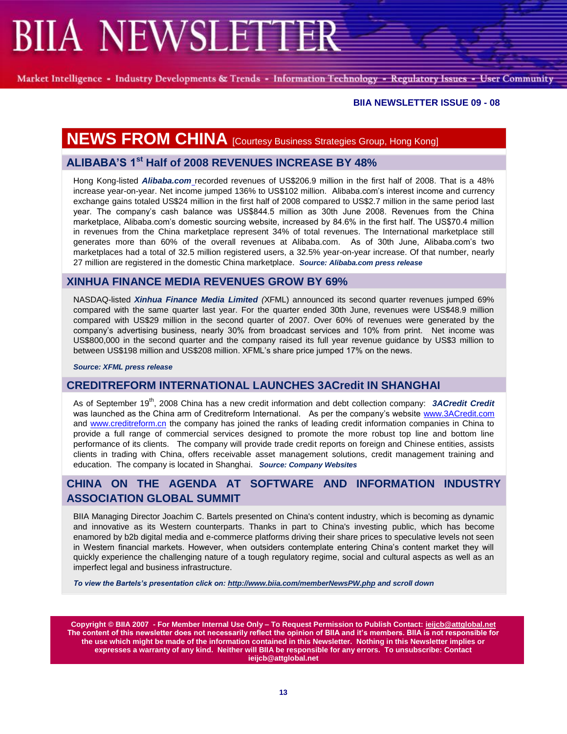**BIIA NEWSLETTER ISSUE 09 - 08**

# NEWS FROM CHINA [Courtesy Business Strategies Group, Hong Kong]

## ALIBABA'S 1st Half of 2008 REVENUES INCREASE BY 48%

Hong Kong-listed ***Alibaba.com*** recorded revenues of US$206.9 million in the first half of 2008. That is a 48% increase year-on-year. Net income jumped 136% to US$102 million. Alibaba.com's interest income and currency exchange gains totaled US$24 million in the first half of 2008 compared to US$2.7 million in the same period last year. The company's cash balance was US$844.5 million as 30th June 2008. Revenues from the China marketplace, Alibaba.com's domestic sourcing website, increased by 84.6% in the first half. The US$70.4 million in revenues from the China marketplace represent 34% of total revenues. The International marketplace still generates more than 60% of the overall revenues at Alibaba.com. As of 30th June, Alibaba.com's two marketplaces had a total of 32.5 million registered users, a 32.5% year-on-year increase. Of that number, nearly 27 million are registered in the domestic China marketplace. ***Source: Alibaba.com press release***

## XINHUA FINANCE MEDIA REVENUES GROW BY 69%

NASDAQ-listed ***Xinhua Finance Media Limited*** *(*XFML) announced its second quarter revenues jumped 69% compared with the same quarter last year. For the quarter ended 30th June, revenues were US$48.9 million compared with US$29 million in the second quarter of 2007. Over 60% of revenues were generated by the company's advertising business, nearly 30% from broadcast services and 10% from print. Net income was US$800,000 in the second quarter and the company raised its full year revenue guidance by US$3 million to between US$198 million and US$208 million. XFML's share price jumped 17% on the news.

***Source: XFML press release***

## CREDITREFORM INTERNATIONAL LAUNCHES 3ACredit IN SHANGHAI

As of September 19th, 2008 China has a new credit information and debt collection company: ***3ACredit Credit*** was launched as the China arm of Creditreform International. As per the company's website www.3ACredit.com and www.creditreform.cn the company has joined the ranks of leading credit information companies in China to provide a full range of commercial services designed to promote the more robust top line and bottom line performance of its clients. The company will provide trade credit reports on foreign and Chinese entities, assists clients in trading with China, offers receivable asset management solutions, credit management training and education. The company is located in Shanghai. ***Source: Company Websites***

## CHINA ON THE AGENDA AT SOFTWARE AND INFORMATION INDUSTRY ASSOCIATION GLOBAL SUMMIT

BIIA Managing Director Joachim C. Bartels presented on China's content industry, which is becoming as dynamic and innovative as its Western counterparts. Thanks in part to China's investing public, which has become enamored by b2b digital media and e-commerce platforms driving their share prices to speculative levels not seen in Western financial markets. However, when outsiders contemplate entering China's content market they will quickly experience the challenging nature of a tough regulatory regime, social and cultural aspects as well as an imperfect legal and business infrastructure.

***To view the Bartels's presentation click on: http://www.biia.com/memberNewsPW.php and scroll down***

**Copyright © BIIA 2007 - For Member Internal Use Only – To Request Permission to Publish Contact: ieijcb@attglobal.net The content of this newsletter does not necessarily reflect the opinion of BIIA and it's members. BIIA is not responsible for the use which might be made of the information contained in this Newsletter. Nothing in this Newsletter implies or expresses a warranty of any kind. Neither will BIIA be responsible for any errors. To unsubscribe: Contact ieijcb@attglobal.net**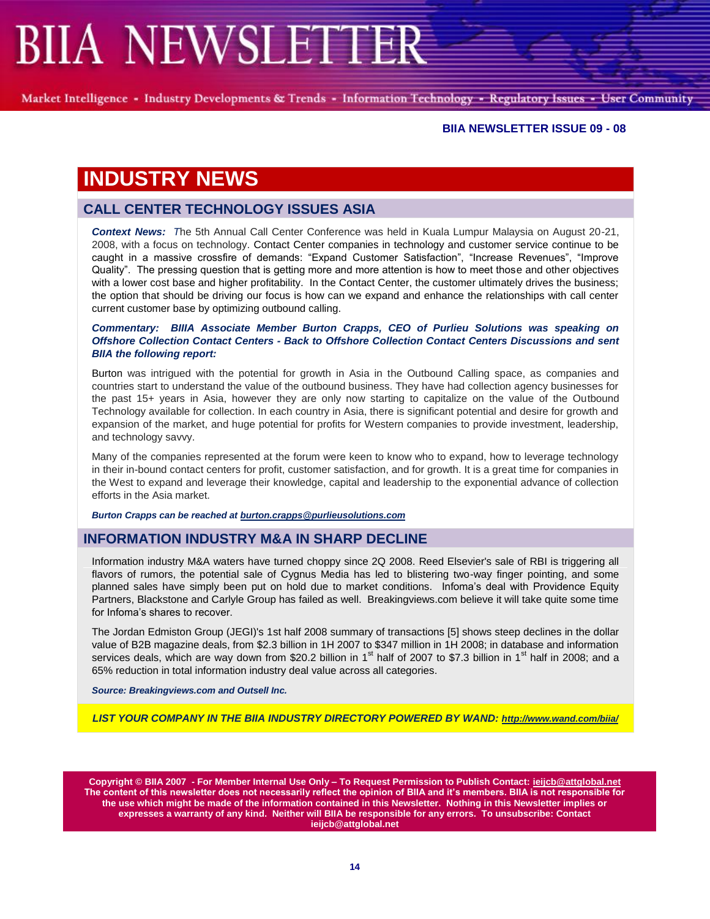# INDUSTRY NEWS

## CALL CENTER TECHNOLOGY ISSUES ASIA

***Context News:*** *T*he 5th Annual Call Center Conference was held in Kuala Lumpur Malaysia on August 20-21, 2008, with a focus on technology. Contact Center companies in technology and customer service continue to be caught in a massive crossfire of demands: "Expand Customer Satisfaction", "Increase Revenues", "Improve Quality". The pressing question that is getting more and more attention is how to meet those and other objectives with a lower cost base and higher profitability. In the Contact Center, the customer ultimately drives the business; the option that should be driving our focus is how can we expand and enhance the relationships with call center current customer base by optimizing outbound calling.

***Commentary: BIIA Associate Member Burton Crapps, CEO of Purlieu Solutions was speaking on Offshore Collection Contact Centers - Back to Offshore Collection Contact Centers Discussions and sent BIIA the following report:***

Burton was intrigued with the potential for growth in Asia in the Outbound Calling space, as companies and countries start to understand the value of the outbound business. They have had collection agency businesses for the past 15+ years in Asia, however they are only now starting to capitalize on the value of the Outbound Technology available for collection. In each country in Asia, there is significant potential and desire for growth and expansion of the market, and huge potential for profits for Western companies to provide investment, leadership, and technology savvy.

Many of the companies represented at the forum were keen to know who to expand, how to leverage technology in their in-bound contact centers for profit, customer satisfaction, and for growth. It is a great time for companies in the West to expand and leverage their knowledge, capital and leadership to the exponential advance of collection efforts in the Asia market.

***Burton Crapps can be reached at burton.crapps@purlieusolutions.com***

## INFORMATION INDUSTRY M&A IN SHARP DECLINE

Information industry M&A waters have turned choppy since 2Q 2008. Reed Elsevier's sale of RBI is triggering all flavors of rumors, the potential sale of Cygnus Media has led to blistering two-way finger pointing, and some planned sales have simply been put on hold due to market conditions. Infoma's deal with Providence Equity Partners, Blackstone and Carlyle Group has failed as well. Breakingviews.com believe it will take quite some time for Infoma's shares to recover.

The Jordan Edmiston Group (JEGI)'s 1st half 2008 summary of transactions [5] shows steep declines in the dollar value of B2B magazine deals, from $2.3 billion in 1H 2007 to $347 million in 1H 2008; in database and information services deals, which are way down from $20.2 billion in 1st half of 2007 to $7.3 billion in 1st half in 2008; and a 65% reduction in total information industry deal value across all categories.

***Source: Breakingviews.com and Outsell Inc.***

***LIST YOUR COMPANY IN THE BIIA INDUSTRY DIRECTORY POWERED BY WAND: http://www.wand.com/biia/***

**Copyright © BIIA 2007 - For Member Internal Use Only – To Request Permission to Publish Contact: ieijcb@attglobal.net The content of this newsletter does not necessarily reflect the opinion of BIIA and it's members. BIIA is not responsible for the use which might be made of the information contained in this Newsletter. Nothing in this Newsletter implies or expresses a warranty of any kind. Neither will BIIA be responsible for any errors. To unsubscribe: Contact ieijcb@attglobal.net**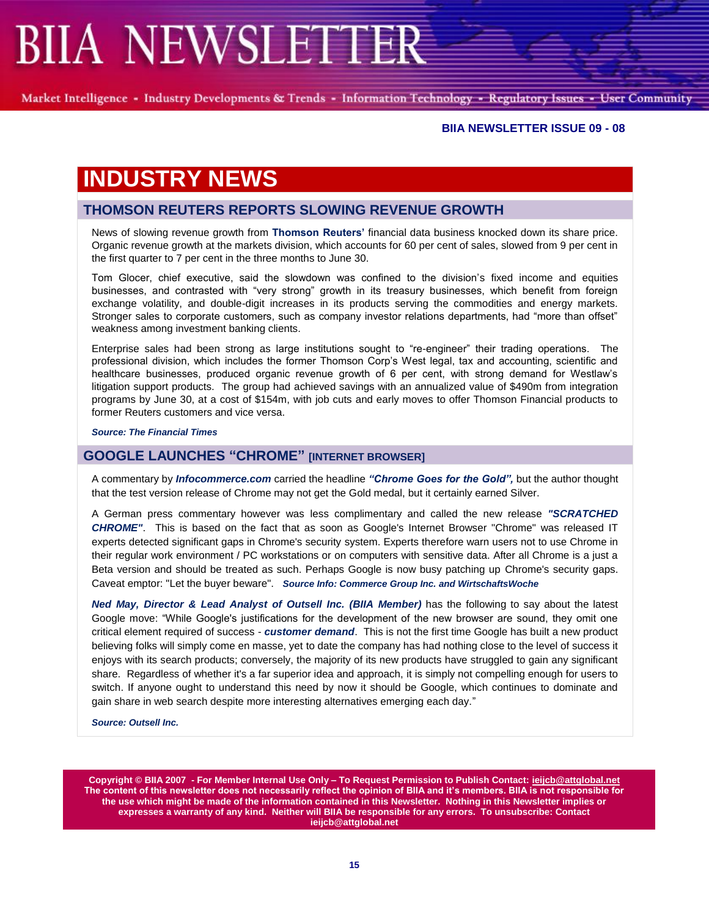**BIIA NEWSLETTER ISSUE 09 - 08**

# INDUSTRY NEWS

## THOMSON REUTERS REPORTS SLOWING REVENUE GROWTH

News of slowing revenue growth from **Thomson Reuters'** financial data business knocked down its share price. Organic revenue growth at the markets division, which accounts for 60 per cent of sales, slowed from 9 per cent in the first quarter to 7 per cent in the three months to June 30.

Tom Glocer, chief executive, said the slowdown was confined to the division's fixed income and equities businesses, and contrasted with "very strong" growth in its treasury businesses, which benefit from foreign exchange volatility, and double-digit increases in its products serving the commodities and energy markets. Stronger sales to corporate customers, such as company investor relations departments, had "more than offset" weakness among investment banking clients.

Enterprise sales had been strong as large institutions sought to "re-engineer" their trading operations. The professional division, which includes the former Thomson Corp's West legal, tax and accounting, scientific and healthcare businesses, produced organic revenue growth of 6 per cent, with strong demand for Westlaw's litigation support products. The group had achieved savings with an annualized value of $490m from integration programs by June 30, at a cost of $154m, with job cuts and early moves to offer Thomson Financial products to former Reuters customers and vice versa.

***Source: The Financial Times***

## GOOGLE LAUNCHES "CHROME" [INTERNET BROWSER]

A commentary by ***Infocommerce.com*** carried the headline ***"Chrome Goes for the Gold",*** but the author thought that the test version release of Chrome may not get the Gold medal, but it certainly earned Silver.

A German press commentary however was less complimentary and called the new release ***"SCRATCHED CHROME"***. This is based on the fact that as soon as Google's Internet Browser "Chrome" was released IT experts detected significant gaps in Chrome's security system. Experts therefore warn users not to use Chrome in their regular work environment / PC workstations or on computers with sensitive data. After all Chrome is a just a Beta version and should be treated as such. Perhaps Google is now busy patching up Chrome's security gaps. Caveat emptor: "Let the buyer beware". ***Source Info: Commerce Group Inc. and WirtschaftsWoche***

***Ned May, Director & Lead Analyst of Outsell Inc. (BIIA Member)*** has the following to say about the latest Google move: "While Google's justifications for the development of the new browser are sound, they omit one critical element required of success - ***customer demand***. This is not the first time Google has built a new product believing folks will simply come en masse, yet to date the company has had nothing close to the level of success it enjoys with its search products; conversely, the majority of its new products have struggled to gain any significant share. Regardless of whether it's a far superior idea and approach, it is simply not compelling enough for users to switch. If anyone ought to understand this need by now it should be Google, which continues to dominate and gain share in web search despite more interesting alternatives emerging each day."

***Source: Outsell Inc.***

**Copyright © BIIA 2007 - For Member Internal Use Only – To Request Permission to Publish Contact: ieijcb@attglobal.net The content of this newsletter does not necessarily reflect the opinion of BIIA and it's members. BIIA is not responsible for the use which might be made of the information contained in this Newsletter. Nothing in this Newsletter implies or expresses a warranty of any kind. Neither will BIIA be responsible for any errors. To unsubscribe: Contact ieijcb@attglobal.net**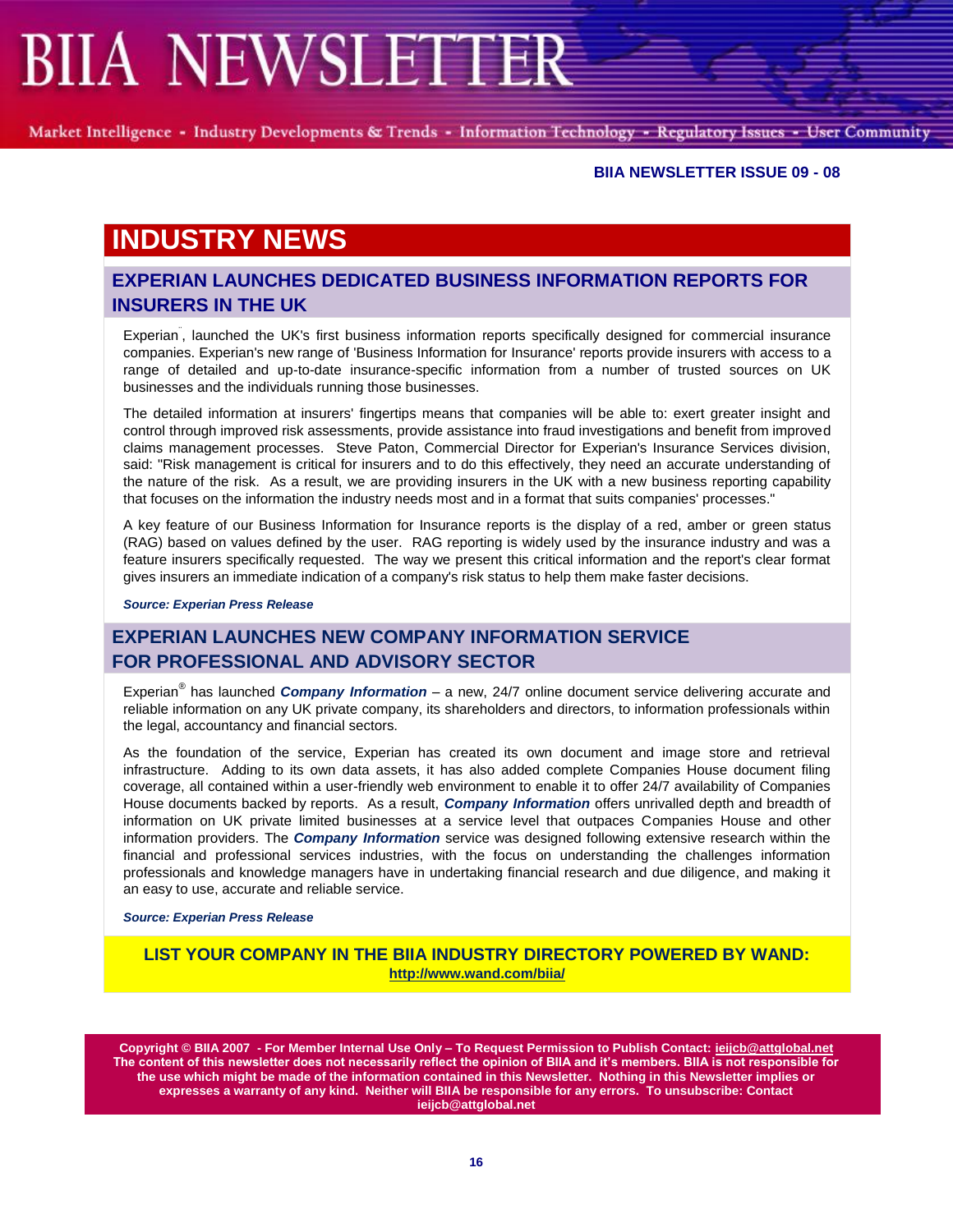**BIIA NEWSLETTER ISSUE 09 - 08**

# INDUSTRY NEWS

## EXPERIAN LAUNCHES DEDICATED BUSINESS INFORMATION REPORTS FOR INSURERS IN THE UK

Experian, launched the UK's first business information reports specifically designed for commercial insurance companies. Experian's new range of 'Business Information for Insurance' reports provide insurers with access to a range of detailed and up-to-date insurance-specific information from a number of trusted sources on UK businesses and the individuals running those businesses.

The detailed information at insurers' fingertips means that companies will be able to: exert greater insight and control through improved risk assessments, provide assistance into fraud investigations and benefit from improved claims management processes. Steve Paton, Commercial Director for Experian's Insurance Services division, said: "Risk management is critical for insurers and to do this effectively, they need an accurate understanding of the nature of the risk. As a result, we are providing insurers in the UK with a new business reporting capability that focuses on the information the industry needs most and in a format that suits companies' processes."

A key feature of our Business Information for Insurance reports is the display of a red, amber or green status (RAG) based on values defined by the user. RAG reporting is widely used by the insurance industry and was a feature insurers specifically requested. The way we present this critical information and the report's clear format gives insurers an immediate indication of a company's risk status to help them make faster decisions.

***Source: Experian Press Release***

## EXPERIAN LAUNCHES NEW COMPANY INFORMATION SERVICE FOR PROFESSIONAL AND ADVISORY SECTOR

Experian® has launched ***Company Information*** – a new, 24/7 online document service delivering accurate and reliable information on any UK private company, its shareholders and directors, to information professionals within the legal, accountancy and financial sectors.

As the foundation of the service, Experian has created its own document and image store and retrieval infrastructure. Adding to its own data assets, it has also added complete Companies House document filing coverage, all contained within a user-friendly web environment to enable it to offer 24/7 availability of Companies House documents backed by reports. As a result, ***Company Information*** offers unrivalled depth and breadth of information on UK private limited businesses at a service level that outpaces Companies House and other information providers. The ***Company Information*** service was designed following extensive research within the financial and professional services industries, with the focus on understanding the challenges information professionals and knowledge managers have in undertaking financial research and due diligence, and making it an easy to use, accurate and reliable service.

***Source: Experian Press Release***

**LIST YOUR COMPANY IN THE BIIA INDUSTRY DIRECTORY POWERED BY WAND:**
**http://www.wand.com/biia/**

**Copyright © BIIA 2007 - For Member Internal Use Only – To Request Permission to Publish Contact: ieijcb@attglobal.net The content of this newsletter does not necessarily reflect the opinion of BIIA and it's members. BIIA is not responsible for the use which might be made of the information contained in this Newsletter. Nothing in this Newsletter implies or expresses a warranty of any kind. Neither will BIIA be responsible for any errors. To unsubscribe: Contact ieijcb@attglobal.net**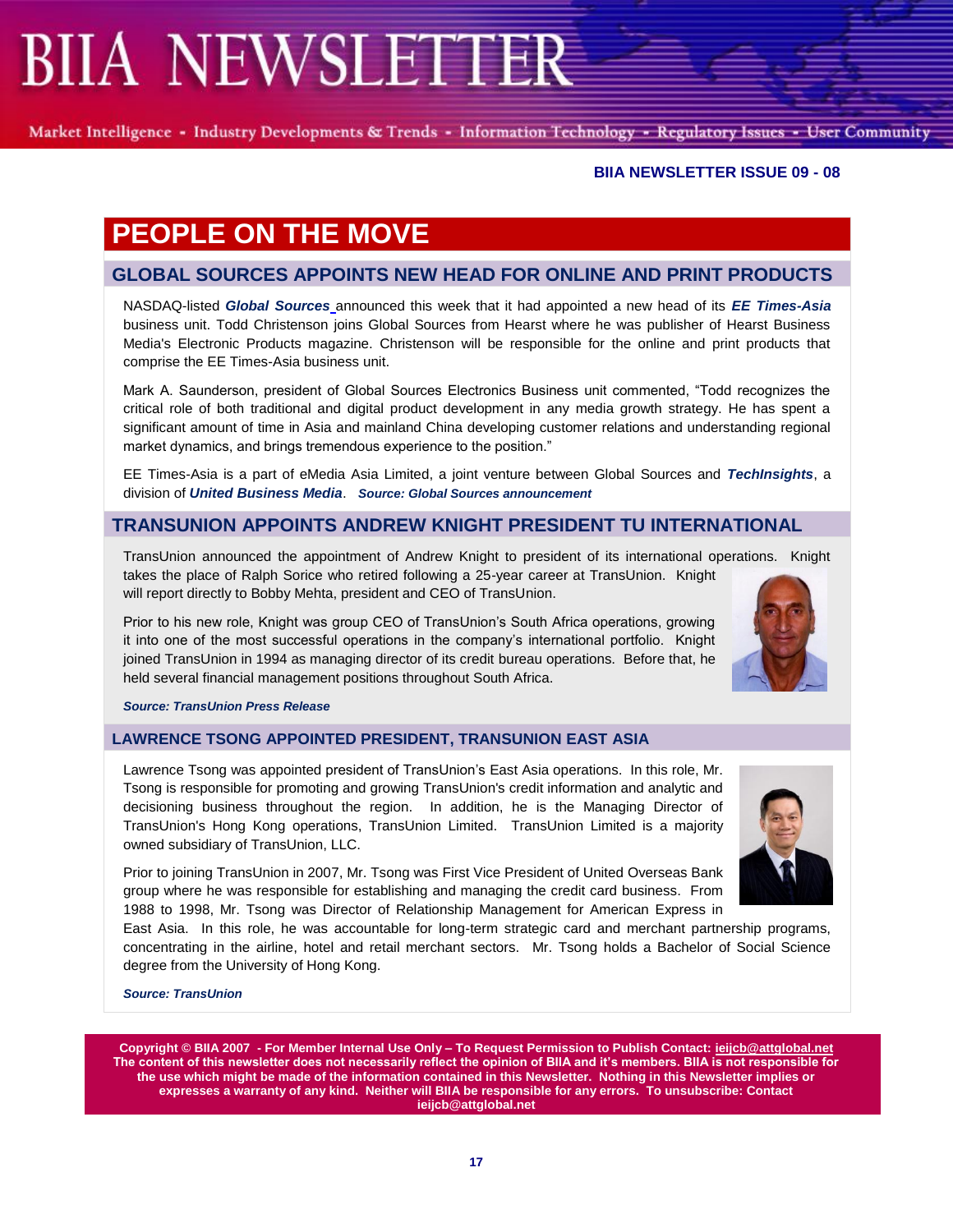# PEOPLE ON THE MOVE

## GLOBAL SOURCES APPOINTS NEW HEAD FOR ONLINE AND PRINT PRODUCTS

NASDAQ-listed ***Global Sources*** announced this week that it had appointed a new head of its ***EE Times-Asia*** business unit. Todd Christenson joins Global Sources from Hearst where he was publisher of Hearst Business Media's Electronic Products magazine. Christenson will responsible for the online and print products that comprise the EE Times-Asia business unit.

Mark A. Saunderson, president of Global Sources Electronics Business unit commented, "Todd recognizes the critical role of both traditional and digital product development in any media growth strategy. He has spent a significant amount of time in Asia and mainland China developing customer relations and understanding regional market dynamics, and brings tremendous experience to the position."

EE Times-Asia is a part of eMedia Asia Limited, a joint venture between Global Sources and ***TechInsights***, a division of ***United Business Media***. ***Source: Global Sources announcement***

## TRANSUNION APPOINTS ANDREW KNIGHT PRESIDENT TU INTERNATIONAL

TransUnion announced the appointment of Andrew Knight to president of its international operations. Knight takes the place of Ralph Sorice who retired following a 25-year career at TransUnion. Knight will report directly to Bobby Mehta, president and CEO of TransUnion.

Prior to his new role, Knight was group CEO of TransUnion's South Africa operations, growing it into one of the most successful operations in the company's international portfolio. Knight joined TransUnion in 1994 as managing director of its credit bureau operations. Before that, he held several financial management positions throughout South Africa.

***Source: TransUnion Press Release***

## LAWRENCE TSONG APPOINTED PRESIDENT, TRANSUNION EAST ASIA

Lawrence Tsong was appointed president of TransUnion's East Asia operations. In this role, Mr. Tsong is responsible for promoting and growing TransUnion's credit information and analytic and decisioning business throughout the region. In addition, he is the Managing Director of TransUnion's Hong Kong operations, TransUnion Limited. TransUnion Limited is a majority owned subsidiary of TransUnion, LLC.

Prior to joining TransUnion in 2007, Mr. Tsong was First Vice President of United Overseas Bank group where he was responsible for establishing and managing the credit card business. From 1988 to 1998, Mr. Tsong was Director of Relationship Management for American Express in East Asia. In this role, he was accountable for long-term strategic card and merchant partnership programs, concentrating in the airline, hotel and retail merchant sectors. Mr. Tsong holds a Bachelor of Social Science degree from the University of Hong Kong.

***Source: TransUnion***

**Copyright © BIIA 2007 - For Member Internal Use Only – To Request Permission to Publish Contact: ieijcb@attglobal.net The content of this newsletter does not necessarily reflect the opinion of BIIA and it's members. BIIA is not responsible for the use which might be made of the information contained in this Newsletter. Nothing in this Newsletter implies or expresses a warranty of any kind. Neither will BIIA be responsible for any errors. To unsubscribe: Contact ieijcb@attglobal.net**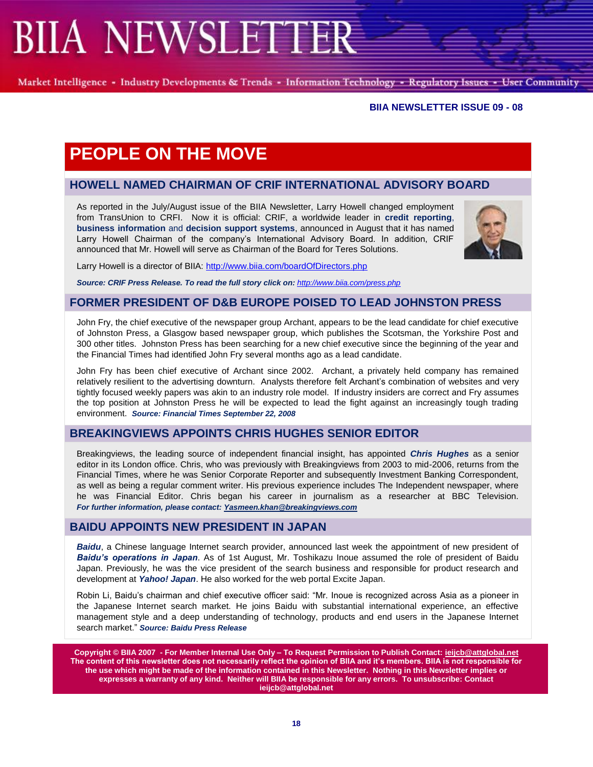# BIIA NEWSLETTER

Market Intelligence - Industry Developments & Trends - Information Technology - Regulatory Issues - User Community

**BIIA NEWSLETTER ISSUE 09 - 08**

# PEOPLE ON THE MOVE

## HOWELL NAMED CHAIRMAN OF CRIF INTERNATIONAL ADVISORY BOARD

As reported in the July/August issue of the BIIA Newsletter, Larry Howell changed employment from TransUnion to CRFI. Now it is official: CRIF, a worldwide leader in **credit reporting**, **business information** and **decision support systems**, announced in August that it has named Larry Howell Chairman of the company's International Advisory Board. In addition, CRIF announced that Mr. Howell will serve as Chairman of the Board for Teres Solutions.

Larry Howell is a director of BIIA: http://www.biia.com/boardOfDirectors.php

***Source: CRIF Press Release. To read the full story click on:*** *http://www.biia.com/press.php*

## FORMER PRESIDENT OF D&B EUROPE POISED TO LEAD JOHNSTON PRESS

John Fry, the chief executive of the newspaper group Archant, appears to be the lead candidate for chief executive of Johnston Press, a Glasgow based newspaper group, which publishes the Scotsman, the Yorkshire Post and 300 other titles. Johnston Press has been searching for a new chief executive since the beginning of the year and the Financial Times had identified John Fry several months ago as a lead candidate.

John Fry has been chief executive of Archant since 2002. Archant, a privately held company has remained relatively resilient to the advertising downturn. Analysts therefore felt Archant's combination of websites and very tightly focused weekly papers was akin to an industry role model. If industry insiders are correct and Fry assumes the top position at Johnston Press he will be expected to lead the fight against an increasingly tough trading environment. ***Source: Financial Times September 22, 2008***

## BREAKINGVIEWS APPOINTS CHRIS HUGHES SENIOR EDITOR

Breakingviews, the leading source of independent financial insight, has appointed ***Chris Hughes*** as a senior editor in its London office. Chris, who was previously with Breakingviews from 2003 to mid-2006, returns from the Financial Times, where he was Senior Corporate Reporter and subsequently Investment Banking Correspondent, as well as being a regular comment writer. His previous experience includes The Independent newspaper, where he was Financial Editor. Chris began his career in journalism as a researcher at BBC Television. ***For further information, please contact: Yasmeen.khan@breakingviews.com***

## BAIDU APPOINTS NEW PRESIDENT IN JAPAN

***Baidu***, a Chinese language Internet search provider, announced last week the appointment of new president of ***Baidu's operations in Japan***. As of 1st August, Mr. Toshikazu Inoue assumed the role of president of Baidu Japan. Previously, he was the vice president of the search business and responsible for product research and development at ***Yahoo! Japan***. He also worked for the web portal Excite Japan.

Robin Li, Baidu's chairman and chief executive officer said: "Mr. Inoue is recognized across Asia as a pioneer in the Japanese Internet search market. He joins Baidu with substantial international experience, an effective management style and a deep understanding of technology, products and end users in the Japanese Internet search market." ***Source: Baidu Press Release***

**Copyright © BIIA 2007 - For Member Internal Use Only – To Request Permission to Publish Contact: ieijcb@attglobal.net The content of this newsletter does not necessarily reflect the opinion of BIIA and it's members. BIIA is not responsible for the use which might be made of the information contained in this Newsletter. Nothing in this Newsletter implies or expresses a warranty of any kind. Neither will BIIA be responsible for any errors. To unsubscribe: Contact ieijcb@attglobal.net**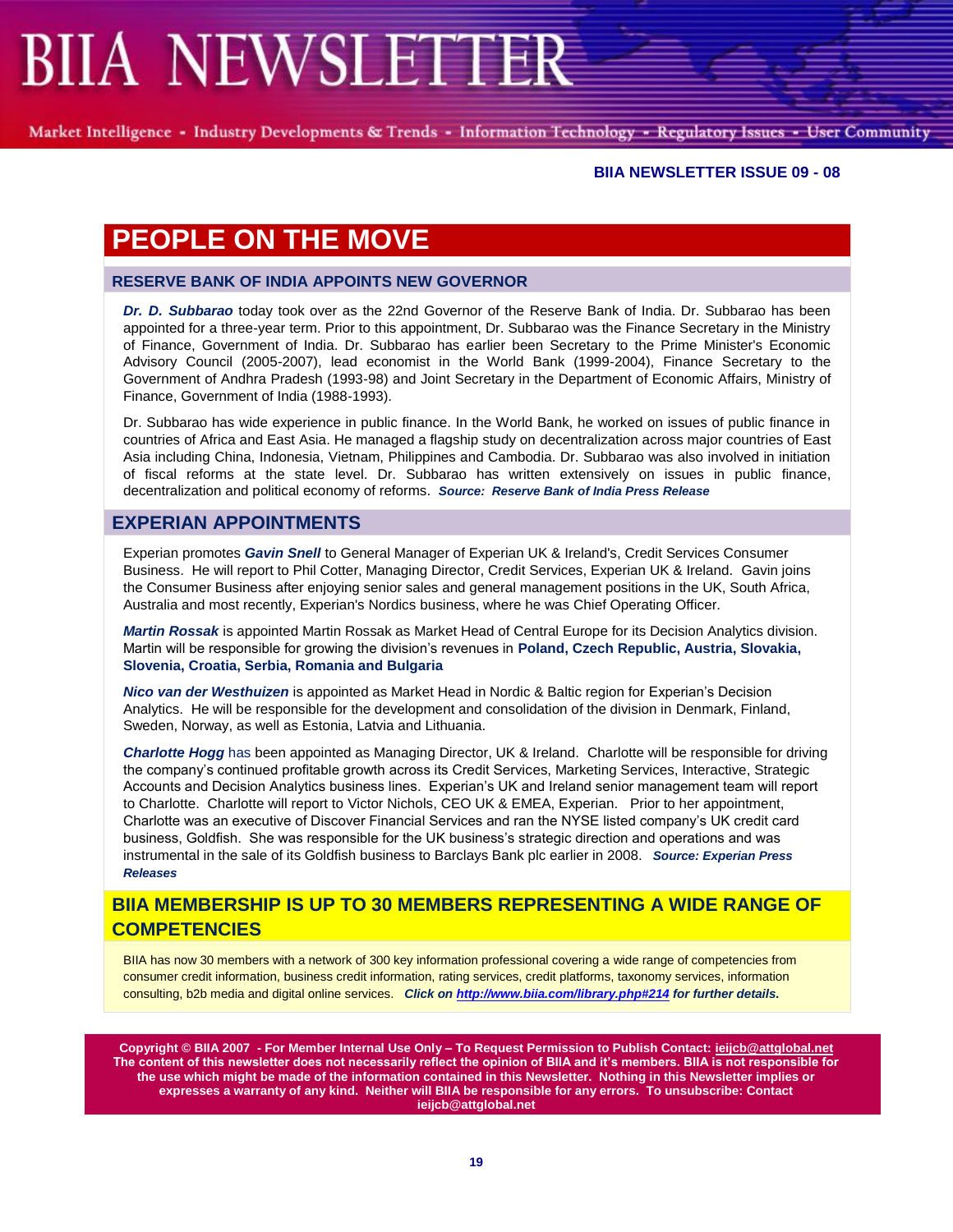# PEOPLE ON THE MOVE

## RESERVE BANK OF INDIA APPOINTS NEW GOVERNOR

***Dr. D. Subbarao*** today took over as the 22nd Governor of the Reserve Bank of India. Dr. Subbarao has been appointed for a three-year term. Prior to this appointment, Dr. Subbarao was the Finance Secretary in the Ministry of Finance, Government of India. Dr. Subbarao has earlier been Secretary to the Prime Minister's Economic Advisory Council (2005-2007), lead economist in the World Bank (1999-2004), Finance Secretary to the Government of Andhra Pradesh (1993-98) and Joint Secretary in the Department of Economic Affairs, Ministry of Finance, Government of India (1988-1993).

Dr. Subbarao has wide experience in public finance. In the World Bank, he worked on issues of public finance in countries of Africa and East Asia. He managed a flagship study on decentralization across major countries of East Asia including China, Indonesia, Vietnam, Philippines and Cambodia. Dr. Subbarao was also involved in initiation of fiscal reforms at the state level. Dr. Subbarao has written extensively on issues in public finance, decentralization and political economy of reforms. ***Source: Reserve Bank of India Press Release***

## EXPERIAN APPOINTMENTS

Experian promotes ***Gavin Snell*** to General Manager of Experian UK & Ireland's, Credit Services Consumer Business. He will report to Phil Cotter, Managing Director, Credit Services, Experian UK & Ireland. Gavin joins the Consumer Business after enjoying senior sales and general management positions in the UK, South Africa, Australia and most recently, Experian's Nordics business, where he was Chief Operating Officer.

***Martin Rossak*** is appointed Martin Rossak as Market Head of Central Europe for its Decision Analytics division. Martin will be responsible for growing the division's revenues in **Poland, Czech Republic, Austria, Slovakia, Slovenia, Croatia, Serbia, Romania and Bulgaria**

***Nico van der Westhuizen*** is appointed as Market Head in Nordic & Baltic region for Experian's Decision Analytics. He will be responsible for the development and consolidation of the division in Denmark, Finland, Sweden, Norway, as well as Estonia, Latvia and Lithuania.

***Charlotte Hogg*** has been appointed as Managing Director, UK & Ireland. Charlotte will be responsible for driving the company's continued profitable growth across its Credit Services, Marketing Services, Interactive, Strategic Accounts and Decision Analytics business lines. Experian's UK and Ireland senior management team will report to Charlotte. Charlotte will report to Victor Nichols, CEO UK & EMEA, Experian. Prior to her appointment, Charlotte was an executive of Discover Financial Services and ran the NYSE listed company's UK credit card business, Goldfish. She was responsible for the UK business's strategic direction and operations and was instrumental in the sale of its Goldfish business to Barclays Bank plc earlier in 2008. ***Source: Experian Press Releases***

## BIIA MEMBERSHIP IS UP TO 30 MEMBERS REPRESENTING A WIDE RANGE OF COMPETENCIES

BIIA has now 30 members with a network of 300 key information professional covering a wide range of competencies from consumer credit information, business credit information, rating services, credit platforms, taxonomy services, information consulting, b2b media and digital online services. ***Click on http://www.biia.com/library.php#214 for further details.***

**Copyright © BIIA 2007 - For Member Internal Use Only – To Request Permission to Publish Contact: ieijcb@attglobal.net The content of this newsletter does not necessarily reflect the opinion of BIIA and it's members. BIIA is not responsible for the use which might be made of the information contained in this Newsletter. Nothing in this Newsletter implies or expresses a warranty of any kind. Neither will BIIA be responsible for any errors. To unsubscribe: Contact ieijcb@attglobal.net**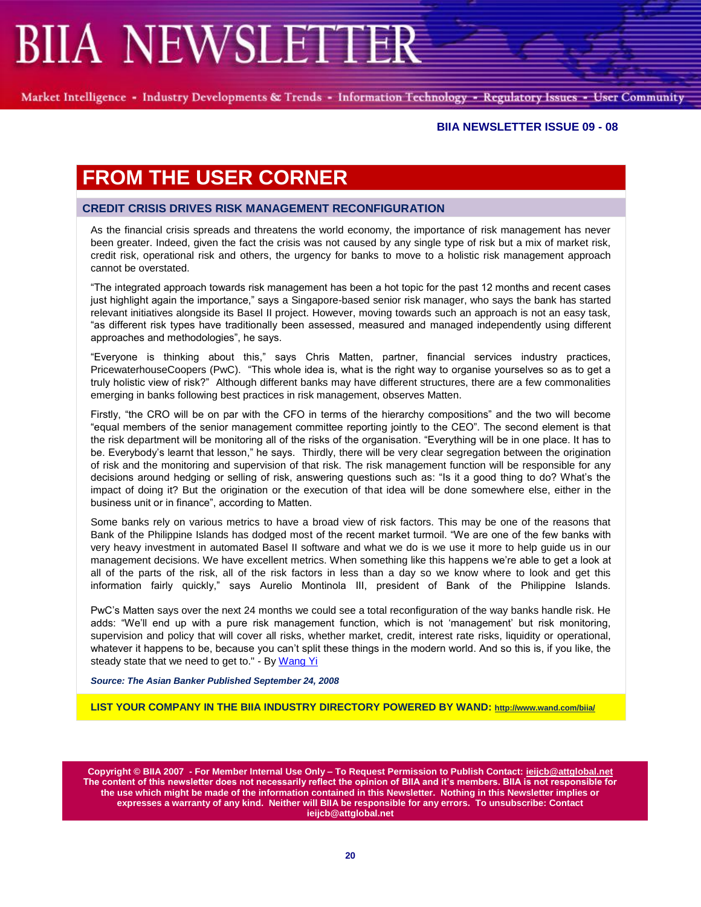## FROM THE USER CORNER

### CREDIT CRISIS DRIVES RISK MANAGEMENT RECONFIGURATION

As the financial crisis spreads and threatens the world economy, the importance of risk management has never been greater. Indeed, given the fact the crisis was not caused by any single type of risk but a mix of market risk, credit risk, operational risk and others, the urgency for banks to move to a holistic risk management approach cannot be overstated.

"The integrated approach towards risk management has been a hot topic for the past 12 months and recent cases just highlight again the importance," says a Singapore-based senior risk manager, who says the bank has started relevant initiatives alongside its Basel II project. However, moving towards such an approach is not an easy task, "as different risk types have traditionally been assessed, measured and managed independently using different approaches and methodologies", he says.

"Everyone is thinking about this," says Chris Matten, partner, financial services industry practices, PricewaterhouseCoopers (PwC). "This whole idea is, what is the right way to organise yourselves so as to get a truly holistic view of risk?" Although different banks may have different structures, there are a few commonalities emerging in banks following best practices in risk management, observes Matten.

Firstly, "the CRO will be on par with the CFO in terms of the hierarchy compositions" and the two will become "equal members of the senior management committee reporting jointly to the CEO". The second element is that the risk department will be monitoring all of the risks of the organisation. "Everything will be in one place. It has to be. Everybody's learnt that lesson," he says. Thirdly, there will be very clear segregation between the origination of risk and the monitoring and supervision of that risk. The risk management function will be responsible for any decisions around hedging or selling of risk, answering questions such as: "Is it a good thing to do? What's the impact of doing it? But the origination or the execution of that idea will be done somewhere else, either in the business unit or in finance", according to Matten.

Some banks rely on various metrics to have a broad view of risk factors. This may be one of the reasons that Bank of the Philippine Islands has dodged most of the recent market turmoil. "We are one of the few banks with very heavy investment in automated Basel II software and what we do is we use it more to help guide us in our management decisions. We have excellent metrics. When something like this happens we're able to get a look at all of the parts of the risk, all of the risk factors in less than a day so we know where to look and get this information fairly quickly," says Aurelio Montinola III, president of Bank of the Philippine Islands.

PwC's Matten says over the next 24 months we could see a total reconfiguration of the way banks handle risk. He adds: "We'll end up with a pure risk management function, which is not 'management' but risk monitoring, supervision and policy that will cover all risks, whether market, credit, interest rate risks, liquidity or operational, whatever it happens to be, because you can't split these things in the modern world. And so this is, if you like, the steady state that we need to get to." - By Wang Yi

***Source: The Asian Banker Published September 24, 2008***

**LIST YOUR COMPANY IN THE BIIA INDUSTRY DIRECTORY POWERED BY WAND: http://www.wand.com/biia/**

**Copyright © BIIA 2007 - For Member Internal Use Only – To Request Permission to Publish Contact: ieijcb@attglobal.net The content of this newsletter does not necessarily reflect the opinion of BIIA and it's members. BIIA is not responsible for the use which might be made of the information contained in this Newsletter. Nothing in this Newsletter implies or expresses a warranty of any kind. Neither will BIIA be responsible for any errors. To unsubscribe: Contact ieijcb@attglobal.net**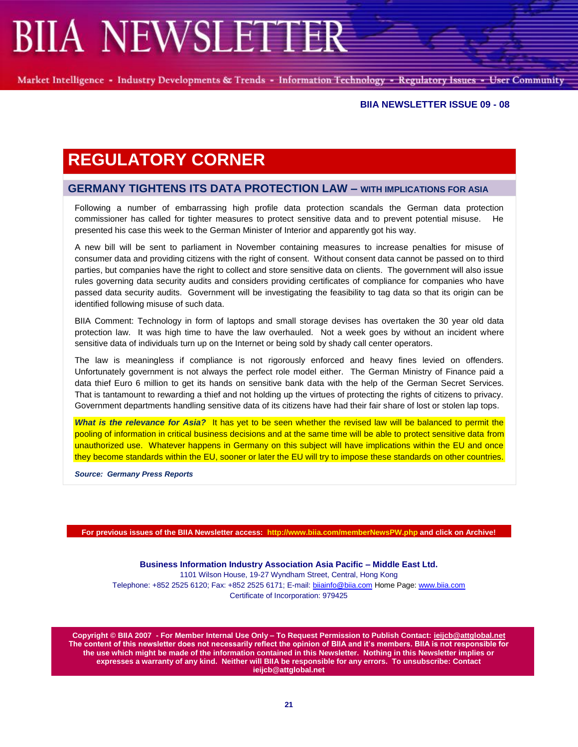# REGULATORY CORNER

## GERMANY TIGHTENS ITS DATA PROTECTION LAW – WITH IMPLICATIONS FOR ASIA

Following a number of embarrassing high profile data protection scandals the German data protection commissioner has called for tighter measures to protect sensitive data and to prevent potential misuse. He presented his case this week to the German Minister of Interior and apparently got his way.

A new bill will be sent to parliament in November containing measures to increase penalties for misuse of consumer data and providing citizens with the right of consent. Without consent data cannot be passed on to third parties, but companies have the right to collect and store sensitive data on clients. The government will also issue rules governing data security audits and considers providing certificates of compliance for companies who have passed data security audits. Government will be investigating the feasibility to tag data so that its origin can be identified following misuse of such data.

BIIA Comment: Technology in form of laptops and small storage devises has overtaken the 30 year old data protection law. It was high time to have the law overhauled. Not a week goes by without an incident where sensitive data of individuals turn up on the Internet or being sold by shady call center operators.

The law is meaningless if compliance is not rigorously enforced and heavy fines levied on offenders. Unfortunately government is not always the perfect role model either. The German Ministry of Finance paid a data thief Euro 6 million to get its hands on sensitive bank data with the help of the German Secret Services. That is tantamount to rewarding a thief and not holding up the virtues of protecting the rights of citizens to privacy. Government departments handling sensitive data of its citizens have had their fair share of lost or stolen lap tops.

***What is the relevance for Asia?*** It has yet to be seen whether the revised law will be balanced to permit the pooling of information in critical business decisions and at the same time will be able to protect sensitive data from unauthorized use. Whatever happens in Germany on this subject will have implications within the EU and once they become standards within the EU, sooner or later the EU will try to impose these standards on other countries.

***Source: Germany Press Reports***

**For previous issues of the BIIA Newsletter access: http://www.biia.com/memberNewsPW.php and click on Archive!**

**Business Information Industry Association Asia Pacific – Middle East Ltd.**
1101 Wilson House, 19-27 Wyndham Street, Central, Hong Kong
Telephone: +852 2525 6120; Fax: +852 2525 6171; E-mail: biiainfo@biia.com Home Page: www.biia.com
Certificate of Incorporation: 979425

**Copyright © BIIA 2007 - For Member Internal Use Only – To Request Permission to Publish Contact: ieijcb@attglobal.net The content of this newsletter does not necessarily reflect the opinion of BIIA and it's members. BIIA is not responsible for the use which might be made of the information contained in this Newsletter. Nothing in this Newsletter implies or expresses a warranty of any kind. Neither will BIIA be responsible for any errors. To unsubscribe: Contact ieijcb@attglobal.net**